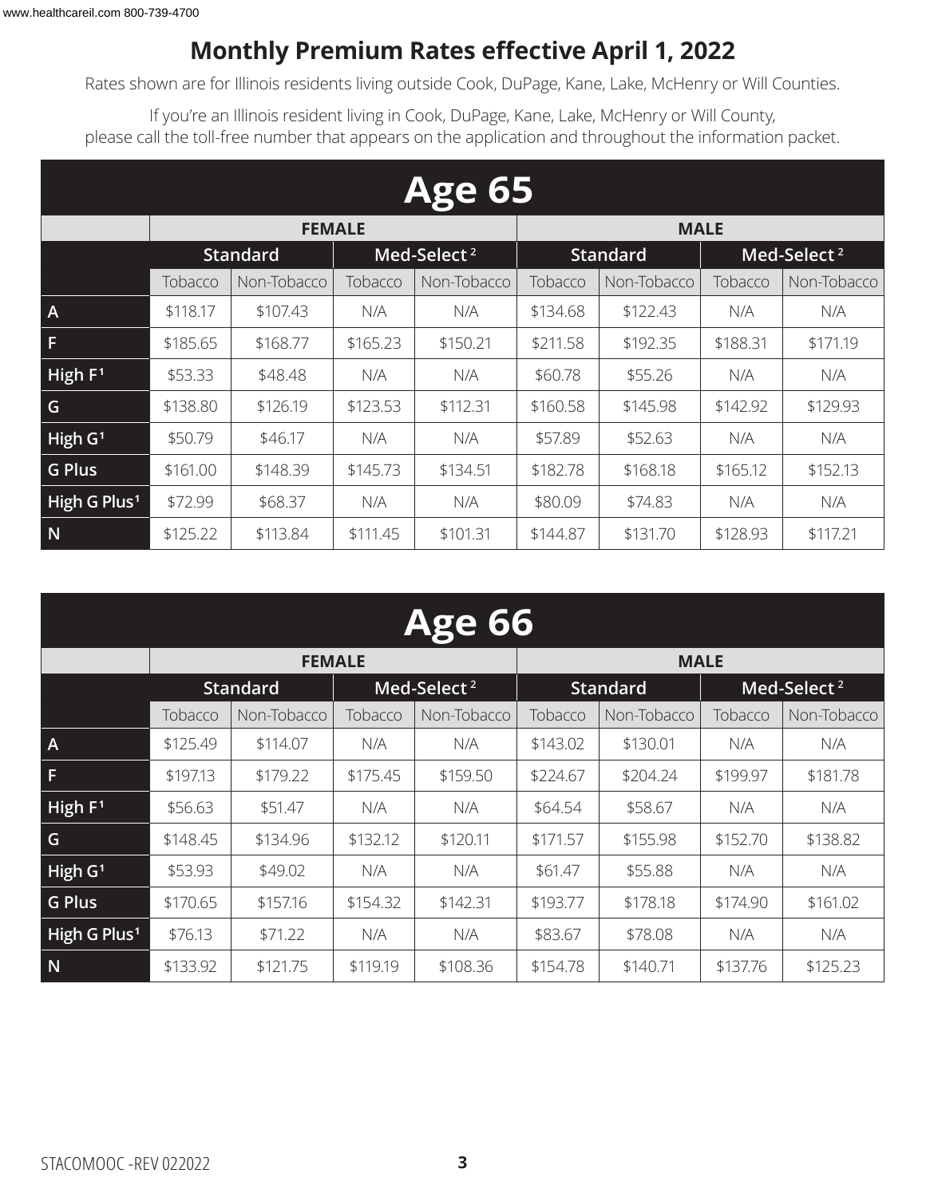## Monthly Premium Rates effective April 1, 2022

Rates shown are for Illinois residents living outside Cook, DuPage, Kane, Lake, McHenry or Will Counties.

If you're an Illinois resident living in Cook, DuPage, Kane, Lake, McHenry or Will County, please call the toll-free number that appears on the application and throughout the information packet.

### Age 65

| | FEMALE | | | | MALE | | | |
|---|---|---|---|---|---|---|---|---|
| | Standard | | Med-Select [2] | | Standard | | Med-Select [2] | |
| | Tobacco | Non-Tobacco | Tobacco | Non-Tobacco | Tobacco | Non-Tobacco | Tobacco | Non-Tobacco |
| A | $118.17 | $107.43 | N/A | N/A | $134.68 | $122.43 | N/A | N/A |
| F | $185.65 | $168.77 | $165.23 | $150.21 | $211.58 | $192.35 | $188.31 | $171.19 |
| High F[1] | $53.33 | $48.48 | N/A | N/A | $60.78 | $55.26 | N/A | N/A |
| G | $138.80 | $126.19 | $123.53 | $112.31 | $160.58 | $145.98 | $142.92 | $129.93 |
| High G[1] | $50.79 | $46.17 | N/A | N/A | $57.89 | $52.63 | N/A | N/A |
| G Plus | $161.00 | $148.39 | $145.73 | $134.51 | $182.78 | $168.18 | $165.12 | $152.13 |
| High G Plus[1] | $72.99 | $68.37 | N/A | N/A | $80.09 | $74.83 | N/A | N/A |
| N | $125.22 | $113.84 | $111.45 | $101.31 | $144.87 | $131.70 | $128.93 | $117.21 |

### Age 66

| | FEMALE | | | | MALE | | | |
|---|---|---|---|---|---|---|---|---|
| | Standard | | Med-Select [2] | | Standard | | Med-Select [2] | |
| | Tobacco | Non-Tobacco | Tobacco | Non-Tobacco | Tobacco | Non-Tobacco | Tobacco | Non-Tobacco |
| A | $125.49 | $114.07 | N/A | N/A | $143.02 | $130.01 | N/A | N/A |
| F | $197.13 | $179.22 | $175.45 | $159.50 | $224.67 | $204.24 | $199.97 | $181.78 |
| High F[1] | $56.63 | $51.47 | N/A | N/A | $64.54 | $58.67 | N/A | N/A |
| G | $148.45 | $134.96 | $132.12 | $120.11 | $171.57 | $155.98 | $152.70 | $138.82 |
| High G[1] | $53.93 | $49.02 | N/A | N/A | $61.47 | $55.88 | N/A | N/A |
| G Plus | $170.65 | $157.16 | $154.32 | $142.31 | $193.77 | $178.18 | $174.90 | $161.02 |
| High G Plus[1] | $76.13 | $71.22 | N/A | N/A | $83.67 | $78.08 | N/A | N/A |
| N | $133.92 | $121.75 | $119.19 | $108.36 | $154.78 | $140.71 | $137.76 | $125.23 |

STACOMOOC -REV 022022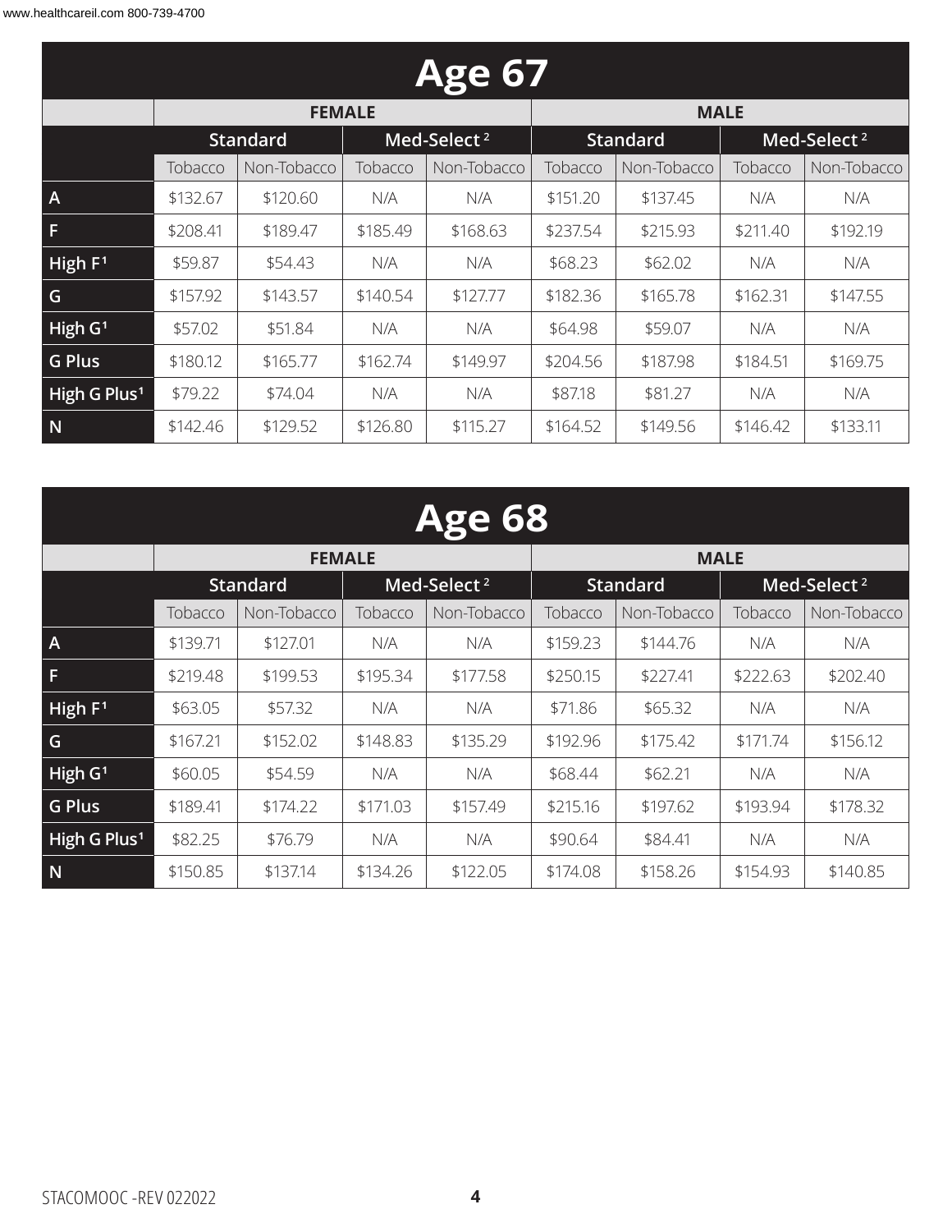## Age 67

| | FEMALE | | | | MALE | | | |
|---|---|---|---|---|---|---|---|---|
| | Standard | | Med-Select [2] | | Standard | | Med-Select [2] | |
| | Tobacco | Non-Tobacco | Tobacco | Non-Tobacco | Tobacco | Non-Tobacco | Tobacco | Non-Tobacco |
| A | $132.67 | $120.60 | N/A | N/A | $151.20 | $137.45 | N/A | N/A |
| F | $208.41 | $189.47 | $185.49 | $168.63 | $237.54 | $215.93 | $211.40 | $192.19 |
| High F[1] | $59.87 | $54.43 | N/A | N/A | $68.23 | $62.02 | N/A | N/A |
| G | $157.92 | $143.57 | $140.54 | $127.77 | $182.36 | $165.78 | $162.31 | $147.55 |
| High G[1] | $57.02 | $51.84 | N/A | N/A | $64.98 | $59.07 | N/A | N/A |
| G Plus | $180.12 | $165.77 | $162.74 | $149.97 | $204.56 | $187.98 | $184.51 | $169.75 |
| High G Plus[1] | $79.22 | $74.04 | N/A | N/A | $87.18 | $81.27 | N/A | N/A |
| N | $142.46 | $129.52 | $126.80 | $115.27 | $164.52 | $149.56 | $146.42 | $133.11 |

## Age 68

| | FEMALE | | | | MALE | | | |
|---|---|---|---|---|---|---|---|---|
| | Standard | | Med-Select [2] | | Standard | | Med-Select [2] | |
| | Tobacco | Non-Tobacco | Tobacco | Non-Tobacco | Tobacco | Non-Tobacco | Tobacco | Non-Tobacco |
| A | $139.71 | $127.01 | N/A | N/A | $159.23 | $144.76 | N/A | N/A |
| F | $219.48 | $199.53 | $195.34 | $177.58 | $250.15 | $227.41 | $222.63 | $202.40 |
| High F[1] | $63.05 | $57.32 | N/A | N/A | $71.86 | $65.32 | N/A | N/A |
| G | $167.21 | $152.02 | $148.83 | $135.29 | $192.96 | $175.42 | $171.74 | $156.12 |
| High G[1] | $60.05 | $54.59 | N/A | N/A | $68.44 | $62.21 | N/A | N/A |
| G Plus | $189.41 | $174.22 | $171.03 | $157.49 | $215.16 | $197.62 | $193.94 | $178.32 |
| High G Plus[1] | $82.25 | $76.79 | N/A | N/A | $90.64 | $84.41 | N/A | N/A |
| N | $150.85 | $137.14 | $134.26 | $122.05 | $174.08 | $158.26 | $154.93 | $140.85 |

STACOMOOC -REV 022022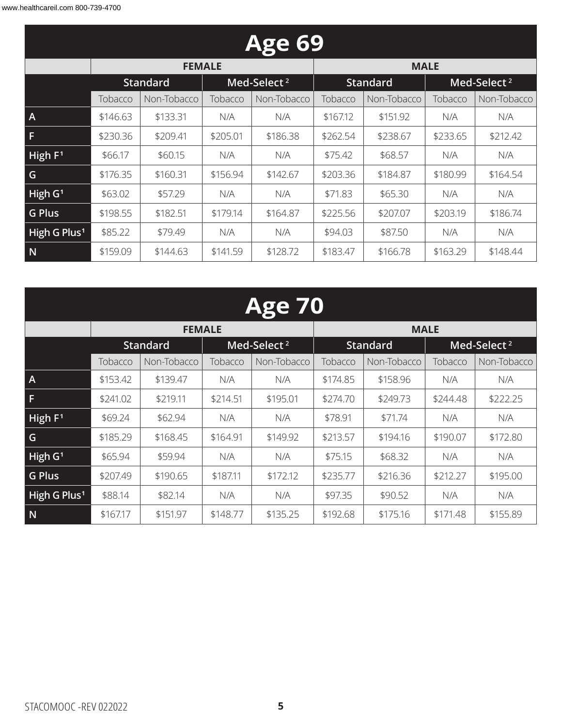## Age 69

| | FEMALE | | | | MALE | | | |
|---|---|---|---|---|---|---|---|---|
| | Standard | | Med-Select[2] | | Standard | | Med-Select[2] | |
| | Tobacco | Non-Tobacco | Tobacco | Non-Tobacco | Tobacco | Non-Tobacco | Tobacco | Non-Tobacco |
| A | $146.63 | $133.31 | N/A | N/A | $167.12 | $151.92 | N/A | N/A |
| F | $230.36 | $209.41 | $205.01 | $186.38 | $262.54 | $238.67 | $233.65 | $212.42 |
| High F[1] | $66.17 | $60.15 | N/A | N/A | $75.42 | $68.57 | N/A | N/A |
| G | $176.35 | $160.31 | $156.94 | $142.67 | $203.36 | $184.87 | $180.99 | $164.54 |
| High G[1] | $63.02 | $57.29 | N/A | N/A | $71.83 | $65.30 | N/A | N/A |
| G Plus | $198.55 | $182.51 | $179.14 | $164.87 | $225.56 | $207.07 | $203.19 | $186.74 |
| High G Plus[1] | $85.22 | $79.49 | N/A | N/A | $94.03 | $87.50 | N/A | N/A |
| N | $159.09 | $144.63 | $141.59 | $128.72 | $183.47 | $166.78 | $163.29 | $148.44 |

## Age 70

| | FEMALE | | | | MALE | | | |
|---|---|---|---|---|---|---|---|---|
| | Standard | | Med-Select[2] | | Standard | | Med-Select[2] | |
| | Tobacco | Non-Tobacco | Tobacco | Non-Tobacco | Tobacco | Non-Tobacco | Tobacco | Non-Tobacco |
| A | $153.42 | $139.47 | N/A | N/A | $174.85 | $158.96 | N/A | N/A |
| F | $241.02 | $219.11 | $214.51 | $195.01 | $274.70 | $249.73 | $244.48 | $222.25 |
| High F[1] | $69.24 | $62.94 | N/A | N/A | $78.91 | $71.74 | N/A | N/A |
| G | $185.29 | $168.45 | $164.91 | $149.92 | $213.57 | $194.16 | $190.07 | $172.80 |
| High G[1] | $65.94 | $59.94 | N/A | N/A | $75.15 | $68.32 | N/A | N/A |
| G Plus | $207.49 | $190.65 | $187.11 | $172.12 | $235.77 | $216.36 | $212.27 | $195.00 |
| High G Plus[1] | $88.14 | $82.14 | N/A | N/A | $97.35 | $90.52 | N/A | N/A |
| N | $167.17 | $151.97 | $148.77 | $135.25 | $192.68 | $175.16 | $171.48 | $155.89 |

STACOMOOC -REV 022022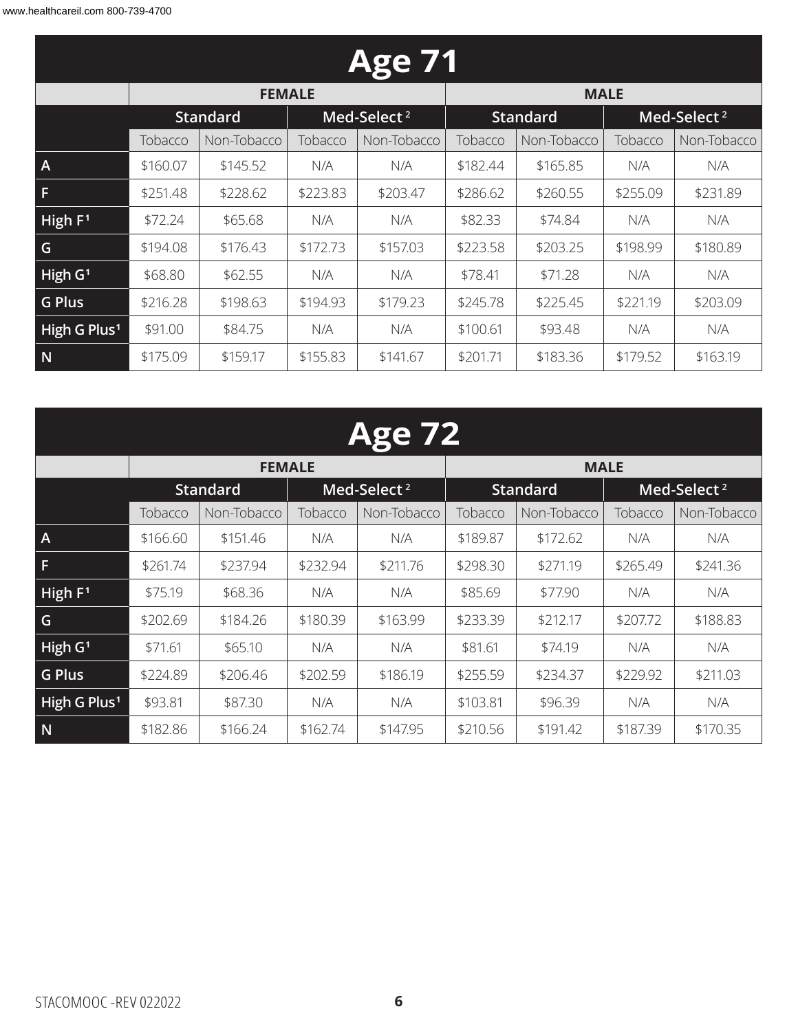## Age 71

| | FEMALE | | | | MALE | | | |
|---|---|---|---|---|---|---|---|---|
| | Standard | | Med-Select [2] | | Standard | | Med-Select [2] | |
| | Tobacco | Non-Tobacco | Tobacco | Non-Tobacco | Tobacco | Non-Tobacco | Tobacco | Non-Tobacco |
| A | $160.07 | $145.52 | N/A | N/A | $182.44 | $165.85 | N/A | N/A |
| F | $251.48 | $228.62 | $223.83 | $203.47 | $286.62 | $260.55 | $255.09 | $231.89 |
| High F[1] | $72.24 | $65.68 | N/A | N/A | $82.33 | $74.84 | N/A | N/A |
| G | $194.08 | $176.43 | $172.73 | $157.03 | $223.58 | $203.25 | $198.99 | $180.89 |
| High G[1] | $68.80 | $62.55 | N/A | N/A | $78.41 | $71.28 | N/A | N/A |
| G Plus | $216.28 | $198.63 | $194.93 | $179.23 | $245.78 | $225.45 | $221.19 | $203.09 |
| High G Plus[1] | $91.00 | $84.75 | N/A | N/A | $100.61 | $93.48 | N/A | N/A |
| N | $175.09 | $159.17 | $155.83 | $141.67 | $201.71 | $183.36 | $179.52 | $163.19 |

## Age 72

| | FEMALE | | | | MALE | | | |
|---|---|---|---|---|---|---|---|---|
| | Standard | | Med-Select [2] | | Standard | | Med-Select [2] | |
| | Tobacco | Non-Tobacco | Tobacco | Non-Tobacco | Tobacco | Non-Tobacco | Tobacco | Non-Tobacco |
| A | $166.60 | $151.46 | N/A | N/A | $189.87 | $172.62 | N/A | N/A |
| F | $261.74 | $237.94 | $232.94 | $211.76 | $298.30 | $271.19 | $265.49 | $241.36 |
| High F[1] | $75.19 | $68.36 | N/A | N/A | $85.69 | $77.90 | N/A | N/A |
| G | $202.69 | $184.26 | $180.39 | $163.99 | $233.39 | $212.17 | $207.72 | $188.83 |
| High G[1] | $71.61 | $65.10 | N/A | N/A | $81.61 | $74.19 | N/A | N/A |
| G Plus | $224.89 | $206.46 | $202.59 | $186.19 | $255.59 | $234.37 | $229.92 | $211.03 |
| High G Plus[1] | $93.81 | $87.30 | N/A | N/A | $103.81 | $96.39 | N/A | N/A |
| N | $182.86 | $166.24 | $162.74 | $147.95 | $210.56 | $191.42 | $187.39 | $170.35 |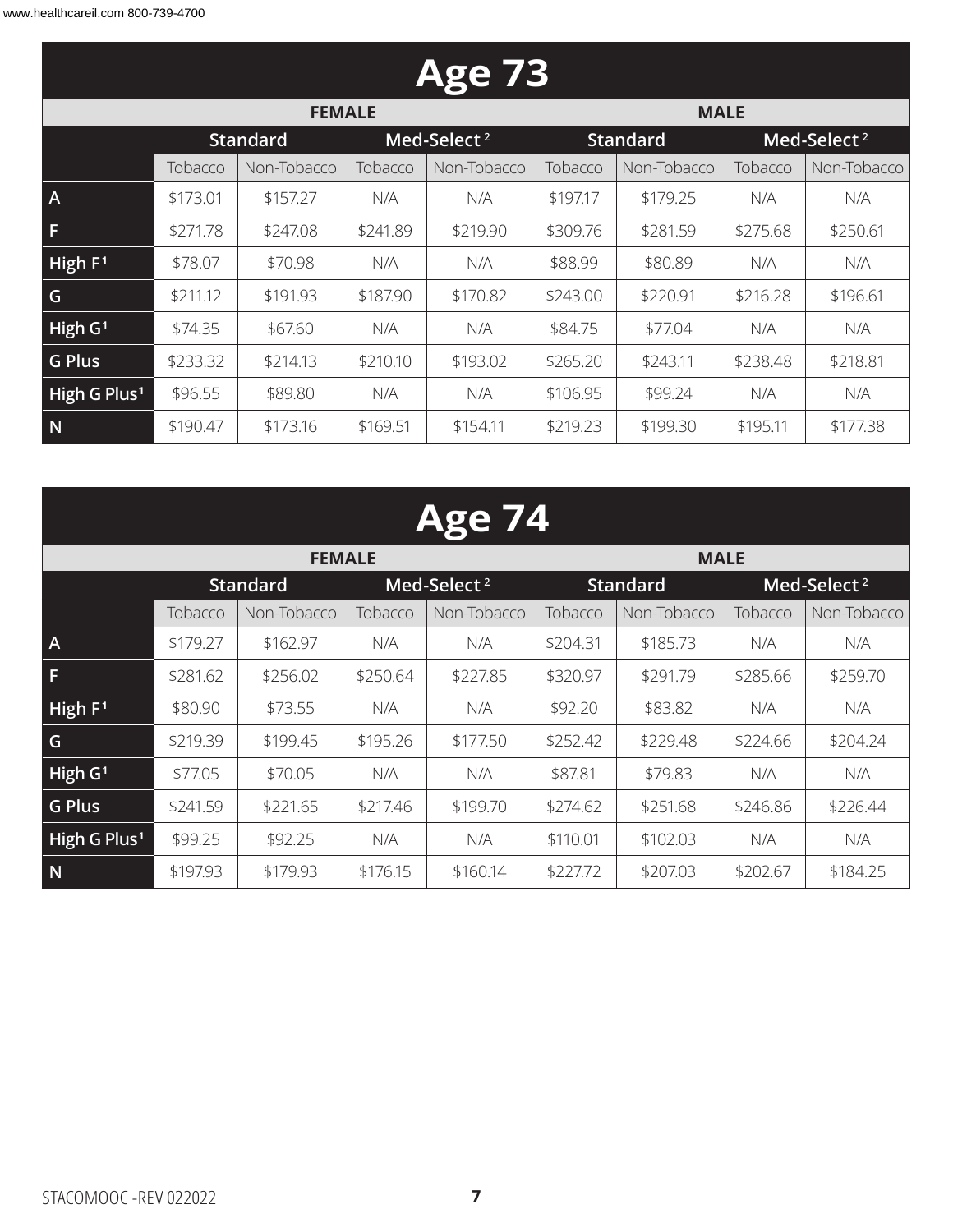## Age 73

| | FEMALE | | | | MALE | | | |
|---|---|---|---|---|---|---|---|---|
| | Standard | | Med-Select[2] | | Standard | | Med-Select[2] | |
| | Tobacco | Non-Tobacco | Tobacco | Non-Tobacco | Tobacco | Non-Tobacco | Tobacco | Non-Tobacco |
| A | $173.01 | $157.27 | N/A | N/A | $197.17 | $179.25 | N/A | N/A |
| F | $271.78 | $247.08 | $241.89 | $219.90 | $309.76 | $281.59 | $275.68 | $250.61 |
| High F[1] | $78.07 | $70.98 | N/A | N/A | $88.99 | $80.89 | N/A | N/A |
| G | $211.12 | $191.93 | $187.90 | $170.82 | $243.00 | $220.91 | $216.28 | $196.61 |
| High G[1] | $74.35 | $67.60 | N/A | N/A | $84.75 | $77.04 | N/A | N/A |
| G Plus | $233.32 | $214.13 | $210.10 | $193.02 | $265.20 | $243.11 | $238.48 | $218.81 |
| High G Plus[1] | $96.55 | $89.80 | N/A | N/A | $106.95 | $99.24 | N/A | N/A |
| N | $190.47 | $173.16 | $169.51 | $154.11 | $219.23 | $199.30 | $195.11 | $177.38 |

## Age 74

| | FEMALE | | | | MALE | | | |
|---|---|---|---|---|---|---|---|---|
| | Standard | | Med-Select[2] | | Standard | | Med-Select[2] | |
| | Tobacco | Non-Tobacco | Tobacco | Non-Tobacco | Tobacco | Non-Tobacco | Tobacco | Non-Tobacco |
| A | $179.27 | $162.97 | N/A | N/A | $204.31 | $185.73 | N/A | N/A |
| F | $281.62 | $256.02 | $250.64 | $227.85 | $320.97 | $291.79 | $285.66 | $259.70 |
| High F[1] | $80.90 | $73.55 | N/A | N/A | $92.20 | $83.82 | N/A | N/A |
| G | $219.39 | $199.45 | $195.26 | $177.50 | $252.42 | $229.48 | $224.66 | $204.24 |
| High G[1] | $77.05 | $70.05 | N/A | N/A | $87.81 | $79.83 | N/A | N/A |
| G Plus | $241.59 | $221.65 | $217.46 | $199.70 | $274.62 | $251.68 | $246.86 | $226.44 |
| High G Plus[1] | $99.25 | $92.25 | N/A | N/A | $110.01 | $102.03 | N/A | N/A |
| N | $197.93 | $179.93 | $176.15 | $160.14 | $227.72 | $207.03 | $202.67 | $184.25 |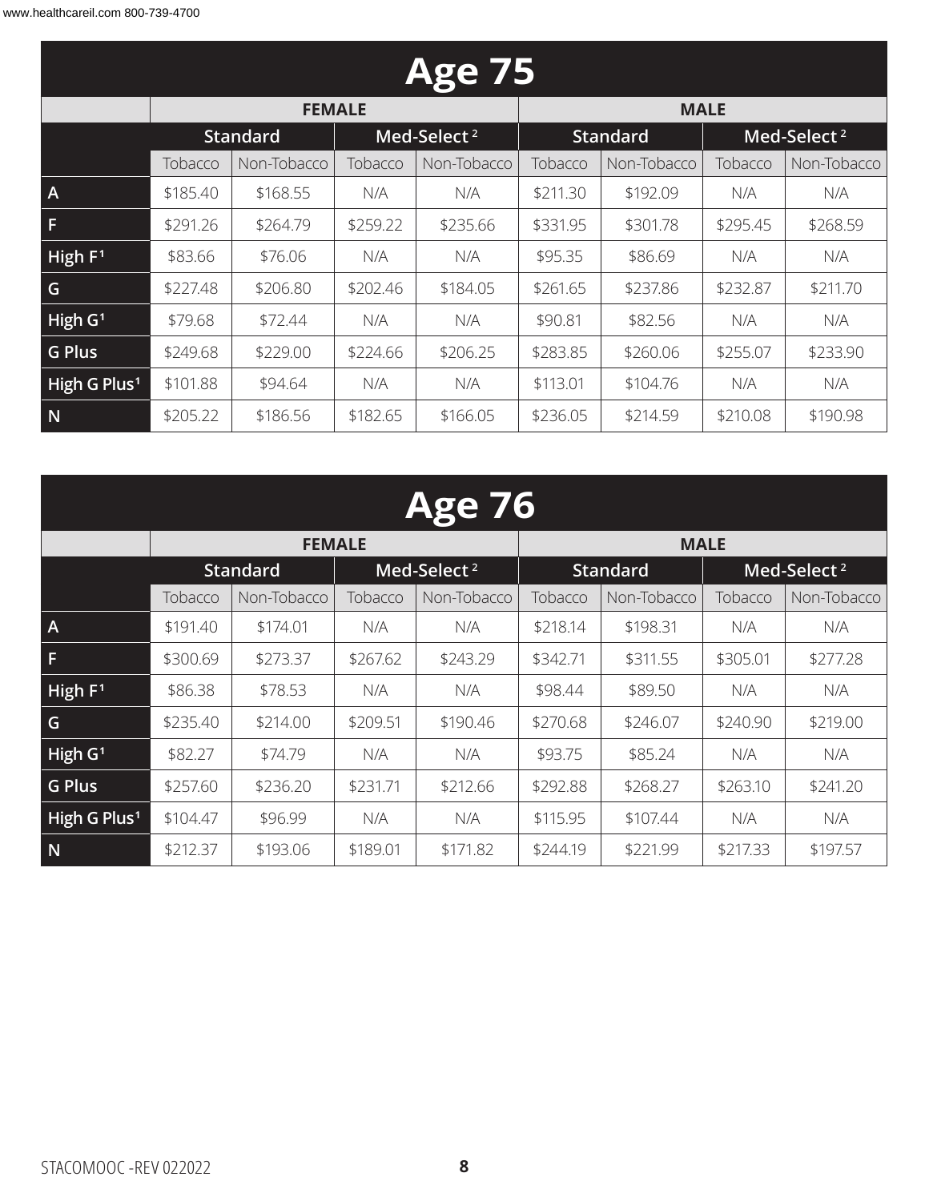## Age 75

| | FEMALE | | | | MALE | | | |
|---|---|---|---|---|---|---|---|---|
| | Standard | | Med-Select[2] | | Standard | | Med-Select[2] | |
| | Tobacco | Non-Tobacco | Tobacco | Non-Tobacco | Tobacco | Non-Tobacco | Tobacco | Non-Tobacco |
| A | $185.40 | $168.55 | N/A | N/A | $211.30 | $192.09 | N/A | N/A |
| F | $291.26 | $264.79 | $259.22 | $235.66 | $331.95 | $301.78 | $295.45 | $268.59 |
| High F[1] | $83.66 | $76.06 | N/A | N/A | $95.35 | $86.69 | N/A | N/A |
| G | $227.48 | $206.80 | $202.46 | $184.05 | $261.65 | $237.86 | $232.87 | $211.70 |
| High G[1] | $79.68 | $72.44 | N/A | N/A | $90.81 | $82.56 | N/A | N/A |
| G Plus | $249.68 | $229.00 | $224.66 | $206.25 | $283.85 | $260.06 | $255.07 | $233.90 |
| High G Plus[1] | $101.88 | $94.64 | N/A | N/A | $113.01 | $104.76 | N/A | N/A |
| N | $205.22 | $186.56 | $182.65 | $166.05 | $236.05 | $214.59 | $210.08 | $190.98 |

## Age 76

| | FEMALE | | | | MALE | | | |
|---|---|---|---|---|---|---|---|---|
| | Standard | | Med-Select[2] | | Standard | | Med-Select[2] | |
| | Tobacco | Non-Tobacco | Tobacco | Non-Tobacco | Tobacco | Non-Tobacco | Tobacco | Non-Tobacco |
| A | $191.40 | $174.01 | N/A | N/A | $218.14 | $198.31 | N/A | N/A |
| F | $300.69 | $273.37 | $267.62 | $243.29 | $342.71 | $311.55 | $305.01 | $277.28 |
| High F[1] | $86.38 | $78.53 | N/A | N/A | $98.44 | $89.50 | N/A | N/A |
| G | $235.40 | $214.00 | $209.51 | $190.46 | $270.68 | $246.07 | $240.90 | $219.00 |
| High G[1] | $82.27 | $74.79 | N/A | N/A | $93.75 | $85.24 | N/A | N/A |
| G Plus | $257.60 | $236.20 | $231.71 | $212.66 | $292.88 | $268.27 | $263.10 | $241.20 |
| High G Plus[1] | $104.47 | $96.99 | N/A | N/A | $115.95 | $107.44 | N/A | N/A |
| N | $212.37 | $193.06 | $189.01 | $171.82 | $244.19 | $221.99 | $217.33 | $197.57 |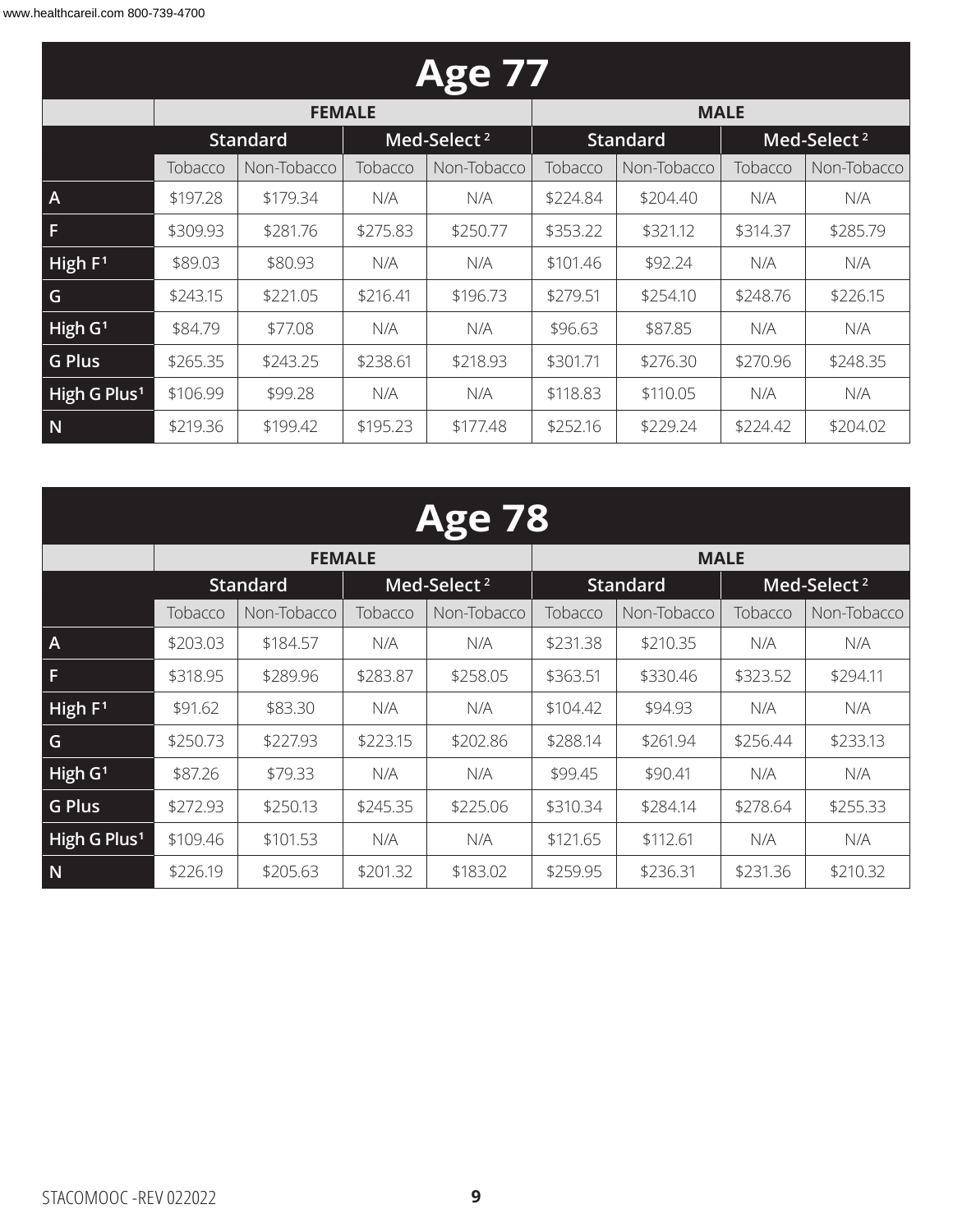# Age 77

| | FEMALE | | | | MALE | | | |
|---|---|---|---|---|---|---|---|---|
| | Standard | | Med-Select [2] | | Standard | | Med-Select [2] | |
| | Tobacco | Non-Tobacco | Tobacco | Non-Tobacco | Tobacco | Non-Tobacco | Tobacco | Non-Tobacco |
| A | $197.28 | $179.34 | N/A | N/A | $224.84 | $204.40 | N/A | N/A |
| F | $309.93 | $281.76 | $275.83 | $250.77 | $353.22 | $321.12 | $314.37 | $285.79 |
| High F[1] | $89.03 | $80.93 | N/A | N/A | $101.46 | $92.24 | N/A | N/A |
| G | $243.15 | $221.05 | $216.41 | $196.73 | $279.51 | $254.10 | $248.76 | $226.15 |
| High G[1] | $84.79 | $77.08 | N/A | N/A | $96.63 | $87.85 | N/A | N/A |
| G Plus | $265.35 | $243.25 | $238.61 | $218.93 | $301.71 | $276.30 | $270.96 | $248.35 |
| High G Plus[1] | $106.99 | $99.28 | N/A | N/A | $118.83 | $110.05 | N/A | N/A |
| N | $219.36 | $199.42 | $195.23 | $177.48 | $252.16 | $229.24 | $224.42 | $204.02 |

# Age 78

| | FEMALE | | | | MALE | | | |
|---|---|---|---|---|---|---|---|---|
| | Standard | | Med-Select [2] | | Standard | | Med-Select [2] | |
| | Tobacco | Non-Tobacco | Tobacco | Non-Tobacco | Tobacco | Non-Tobacco | Tobacco | Non-Tobacco |
| A | $203.03 | $184.57 | N/A | N/A | $231.38 | $210.35 | N/A | N/A |
| F | $318.95 | $289.96 | $283.87 | $258.05 | $363.51 | $330.46 | $323.52 | $294.11 |
| High F[1] | $91.62 | $83.30 | N/A | N/A | $104.42 | $94.93 | N/A | N/A |
| G | $250.73 | $227.93 | $223.15 | $202.86 | $288.14 | $261.94 | $256.44 | $233.13 |
| High G[1] | $87.26 | $79.33 | N/A | N/A | $99.45 | $90.41 | N/A | N/A |
| G Plus | $272.93 | $250.13 | $245.35 | $225.06 | $310.34 | $284.14 | $278.64 | $255.33 |
| High G Plus[1] | $109.46 | $101.53 | N/A | N/A | $121.65 | $112.61 | N/A | N/A |
| N | $226.19 | $205.63 | $201.32 | $183.02 | $259.95 | $236.31 | $231.36 | $210.32 |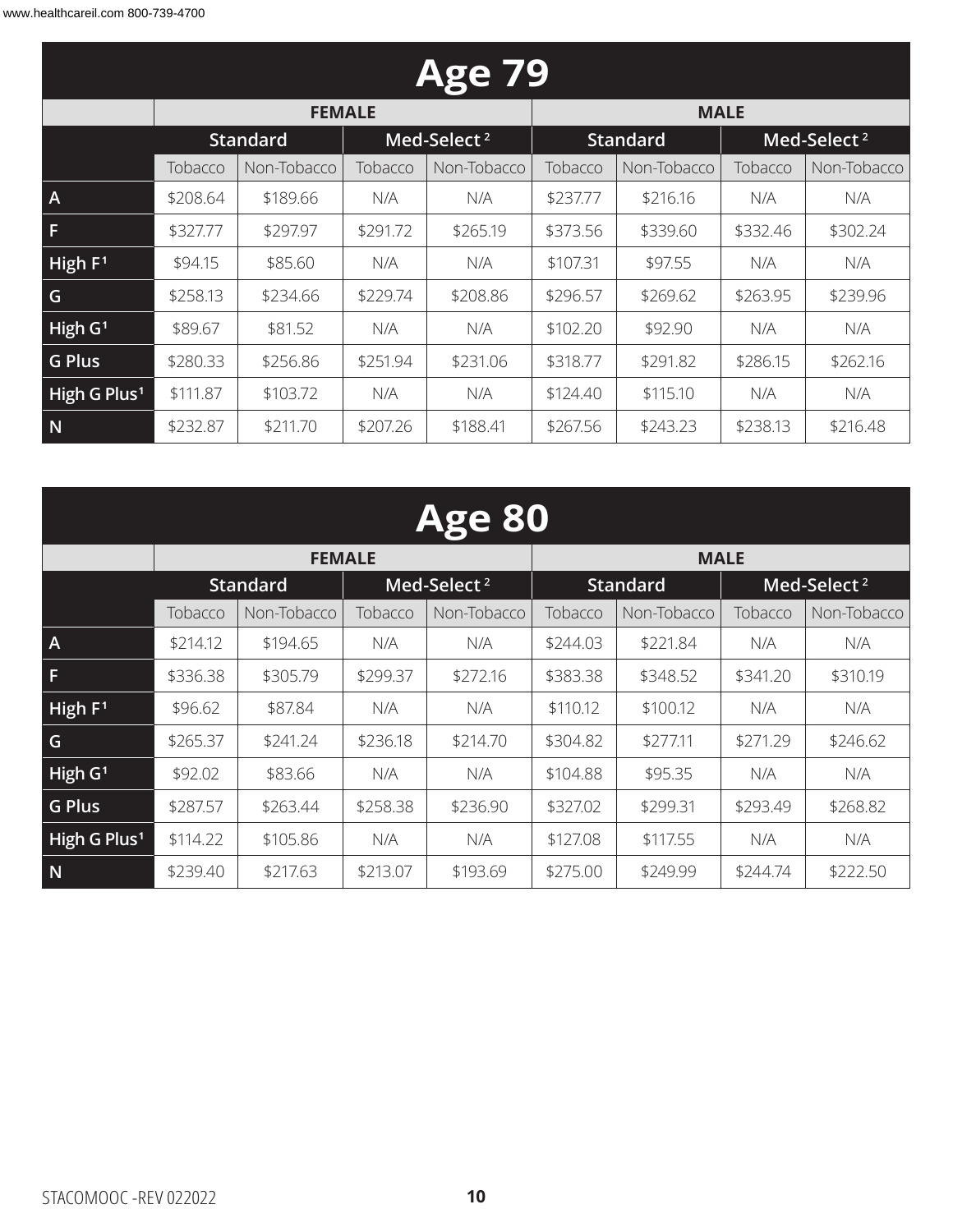| Age 79 | | | | | | | | |
|---|---|---|---|---|---|---|---|---|
| | FEMALE | | | | MALE | | | |
| | Standard | | Med-Select [2] | | Standard | | Med-Select [2] | |
| | Tobacco | Non-Tobacco | Tobacco | Non-Tobacco | Tobacco | Non-Tobacco | Tobacco | Non-Tobacco |
| A | $208.64 | $189.66 | N/A | N/A | $237.77 | $216.16 | N/A | N/A |
| F | $327.77 | $297.97 | $291.72 | $265.19 | $373.56 | $339.60 | $332.46 | $302.24 |
| High F[1] | $94.15 | $85.60 | N/A | N/A | $107.31 | $97.55 | N/A | N/A |
| G | $258.13 | $234.66 | $229.74 | $208.86 | $296.57 | $269.62 | $263.95 | $239.96 |
| High G[1] | $89.67 | $81.52 | N/A | N/A | $102.20 | $92.90 | N/A | N/A |
| G Plus | $280.33 | $256.86 | $251.94 | $231.06 | $318.77 | $291.82 | $286.15 | $262.16 |
| High G Plus[1] | $111.87 | $103.72 | N/A | N/A | $124.40 | $115.10 | N/A | N/A |
| N | $232.87 | $211.70 | $207.26 | $188.41 | $267.56 | $243.23 | $238.13 | $216.48 |

| Age 80 | | | | | | | | |
|---|---|---|---|---|---|---|---|---|
| | FEMALE | | | | MALE | | | |
| | Standard | | Med-Select [2] | | Standard | | Med-Select [2] | |
| | Tobacco | Non-Tobacco | Tobacco | Non-Tobacco | Tobacco | Non-Tobacco | Tobacco | Non-Tobacco |
| A | $214.12 | $194.65 | N/A | N/A | $244.03 | $221.84 | N/A | N/A |
| F | $336.38 | $305.79 | $299.37 | $272.16 | $383.38 | $348.52 | $341.20 | $310.19 |
| High F[1] | $96.62 | $87.84 | N/A | N/A | $110.12 | $100.12 | N/A | N/A |
| G | $265.37 | $241.24 | $236.18 | $214.70 | $304.82 | $277.11 | $271.29 | $246.62 |
| High G[1] | $92.02 | $83.66 | N/A | N/A | $104.88 | $95.35 | N/A | N/A |
| G Plus | $287.57 | $263.44 | $258.38 | $236.90 | $327.02 | $299.31 | $293.49 | $268.82 |
| High G Plus[1] | $114.22 | $105.86 | N/A | N/A | $127.08 | $117.55 | N/A | N/A |
| N | $239.40 | $217.63 | $213.07 | $193.69 | $275.00 | $249.99 | $244.74 | $222.50 |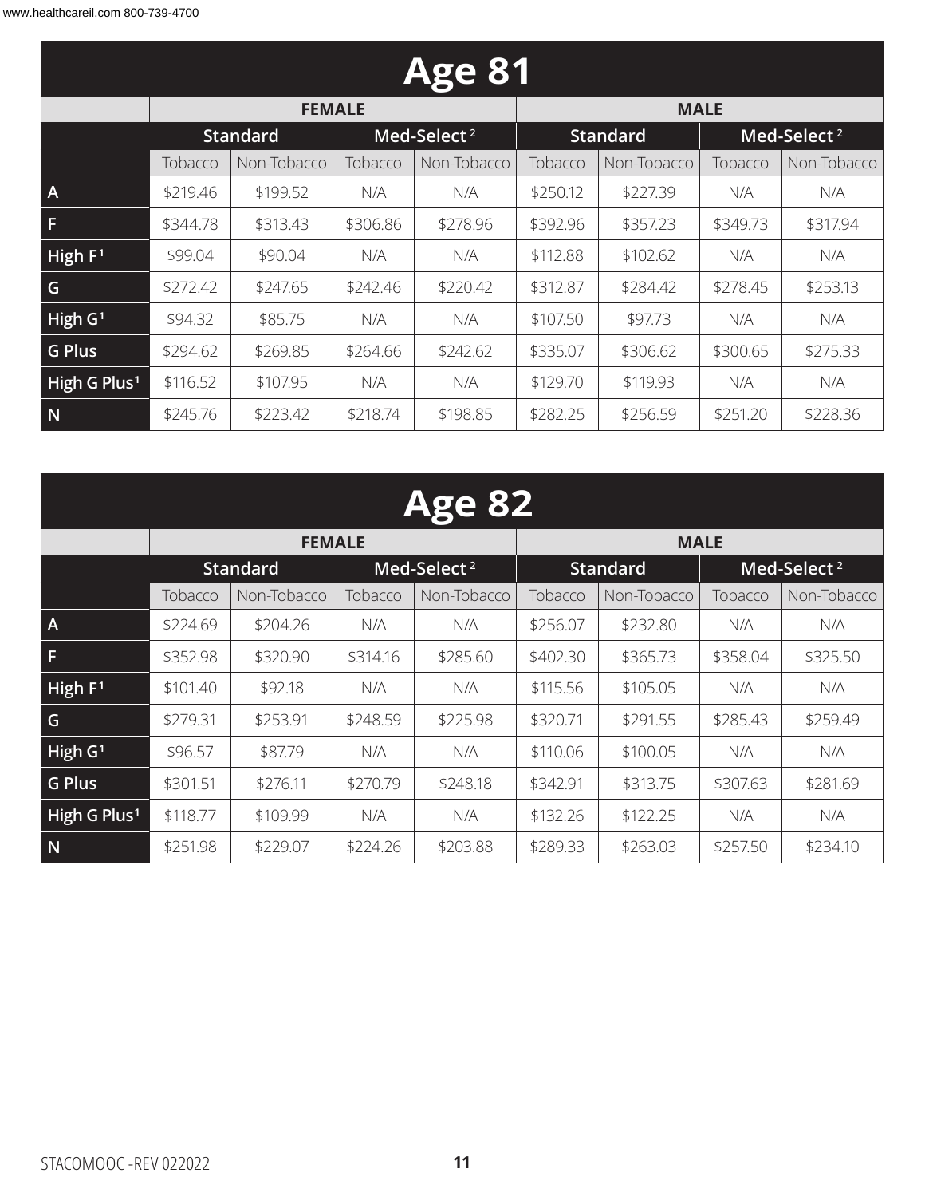## Age 81

| | FEMALE | | | | MALE | | | |
|---|---|---|---|---|---|---|---|---|
| | Standard | | Med-Select [2] | | Standard | | Med-Select [2] | |
| | Tobacco | Non-Tobacco | Tobacco | Non-Tobacco | Tobacco | Non-Tobacco | Tobacco | Non-Tobacco |
| A | $219.46 | $199.52 | N/A | N/A | $250.12 | $227.39 | N/A | N/A |
| F | $344.78 | $313.43 | $306.86 | $278.96 | $392.96 | $357.23 | $349.73 | $317.94 |
| High F[1] | $99.04 | $90.04 | N/A | N/A | $112.88 | $102.62 | N/A | N/A |
| G | $272.42 | $247.65 | $242.46 | $220.42 | $312.87 | $284.42 | $278.45 | $253.13 |
| High G[1] | $94.32 | $85.75 | N/A | N/A | $107.50 | $97.73 | N/A | N/A |
| G Plus | $294.62 | $269.85 | $264.66 | $242.62 | $335.07 | $306.62 | $300.65 | $275.33 |
| High G Plus[1] | $116.52 | $107.95 | N/A | N/A | $129.70 | $119.93 | N/A | N/A |
| N | $245.76 | $223.42 | $218.74 | $198.85 | $282.25 | $256.59 | $251.20 | $228.36 |

## Age 82

| | FEMALE | | | | MALE | | | |
|---|---|---|---|---|---|---|---|---|
| | Standard | | Med-Select [2] | | Standard | | Med-Select [2] | |
| | Tobacco | Non-Tobacco | Tobacco | Non-Tobacco | Tobacco | Non-Tobacco | Tobacco | Non-Tobacco |
| A | $224.69 | $204.26 | N/A | N/A | $256.07 | $232.80 | N/A | N/A |
| F | $352.98 | $320.90 | $314.16 | $285.60 | $402.30 | $365.73 | $358.04 | $325.50 |
| High F[1] | $101.40 | $92.18 | N/A | N/A | $115.56 | $105.05 | N/A | N/A |
| G | $279.31 | $253.91 | $248.59 | $225.98 | $320.71 | $291.55 | $285.43 | $259.49 |
| High G[1] | $96.57 | $87.79 | N/A | N/A | $110.06 | $100.05 | N/A | N/A |
| G Plus | $301.51 | $276.11 | $270.79 | $248.18 | $342.91 | $313.75 | $307.63 | $281.69 |
| High G Plus[1] | $118.77 | $109.99 | N/A | N/A | $132.26 | $122.25 | N/A | N/A |
| N | $251.98 | $229.07 | $224.26 | $203.88 | $289.33 | $263.03 | $257.50 | $234.10 |

STACOMOOC -REV 022022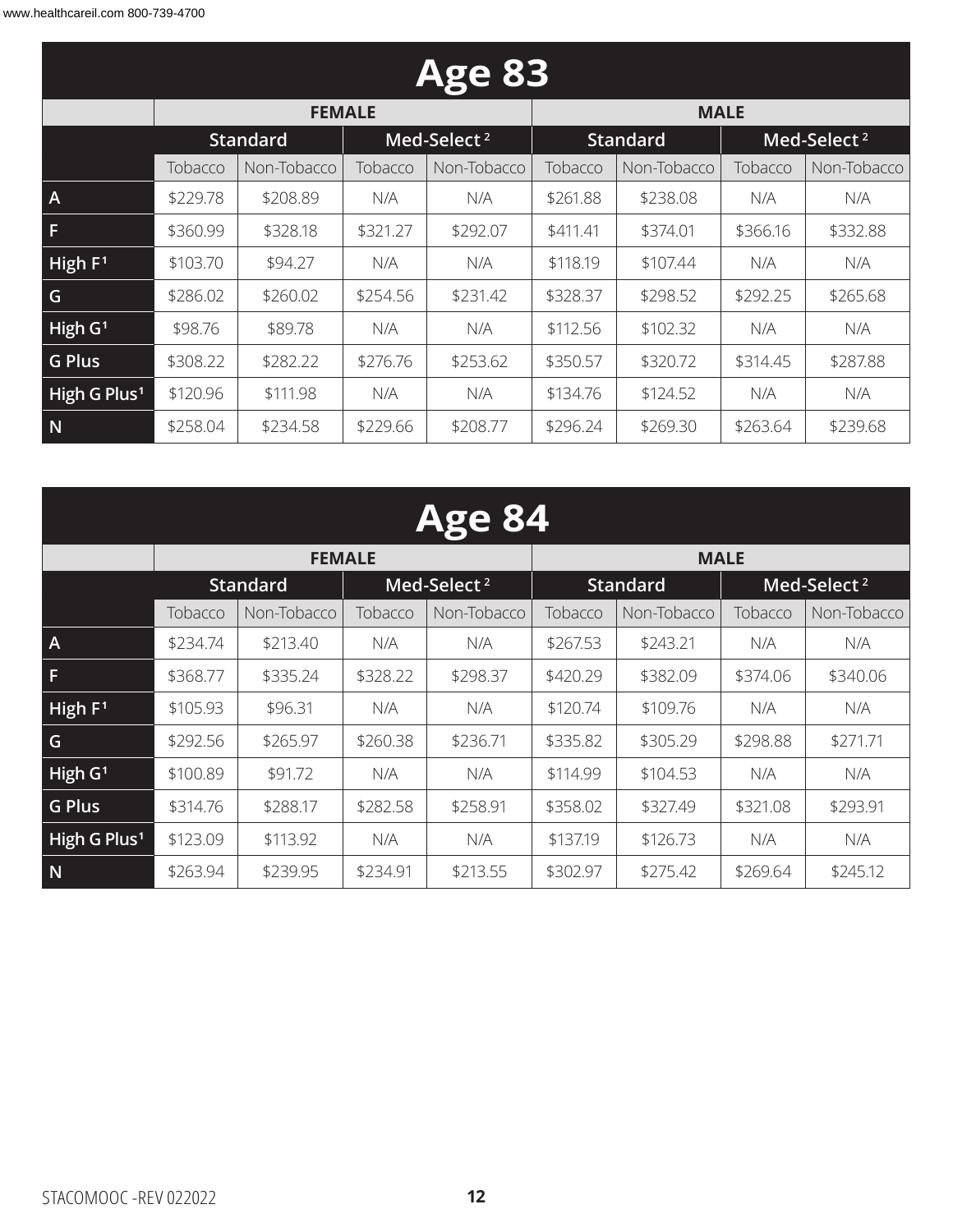# Age 83

| | FEMALE | | | | MALE | | | |
|---|---|---|---|---|---|---|---|---|
| | Standard | | Med-Select [2] | | Standard | | Med-Select [2] | |
| | Tobacco | Non-Tobacco | Tobacco | Non-Tobacco | Tobacco | Non-Tobacco | Tobacco | Non-Tobacco |
| A | $229.78 | $208.89 | N/A | N/A | $261.88 | $238.08 | N/A | N/A |
| F | $360.99 | $328.18 | $321.27 | $292.07 | $411.41 | $374.01 | $366.16 | $332.88 |
| High F[1] | $103.70 | $94.27 | N/A | N/A | $118.19 | $107.44 | N/A | N/A |
| G | $286.02 | $260.02 | $254.56 | $231.42 | $328.37 | $298.52 | $292.25 | $265.68 |
| High G[1] | $98.76 | $89.78 | N/A | N/A | $112.56 | $102.32 | N/A | N/A |
| G Plus | $308.22 | $282.22 | $276.76 | $253.62 | $350.57 | $320.72 | $314.45 | $287.88 |
| High G Plus[1] | $120.96 | $111.98 | N/A | N/A | $134.76 | $124.52 | N/A | N/A |
| N | $258.04 | $234.58 | $229.66 | $208.77 | $296.24 | $269.30 | $263.64 | $239.68 |

# Age 84

| | FEMALE | | | | MALE | | | |
|---|---|---|---|---|---|---|---|---|
| | Standard | | Med-Select [2] | | Standard | | Med-Select [2] | |
| | Tobacco | Non-Tobacco | Tobacco | Non-Tobacco | Tobacco | Non-Tobacco | Tobacco | Non-Tobacco |
| A | $234.74 | $213.40 | N/A | N/A | $267.53 | $243.21 | N/A | N/A |
| F | $368.77 | $335.24 | $328.22 | $298.37 | $420.29 | $382.09 | $374.06 | $340.06 |
| High F[1] | $105.93 | $96.31 | N/A | N/A | $120.74 | $109.76 | N/A | N/A |
| G | $292.56 | $265.97 | $260.38 | $236.71 | $335.82 | $305.29 | $298.88 | $271.71 |
| High G[1] | $100.89 | $91.72 | N/A | N/A | $114.99 | $104.53 | N/A | N/A |
| G Plus | $314.76 | $288.17 | $282.58 | $258.91 | $358.02 | $327.49 | $321.08 | $293.91 |
| High G Plus[1] | $123.09 | $113.92 | N/A | N/A | $137.19 | $126.73 | N/A | N/A |
| N | $263.94 | $239.95 | $234.91 | $213.55 | $302.97 | $275.42 | $269.64 | $245.12 |

STACOMOOC -REV 022022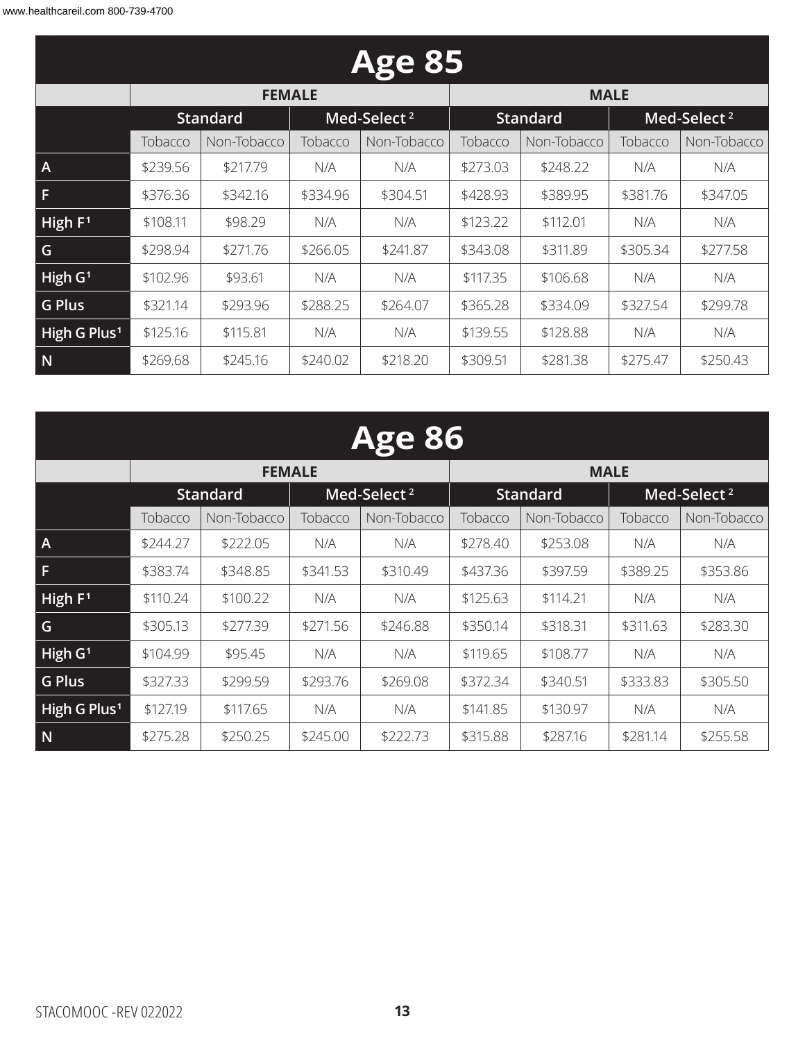## Age 85

| | FEMALE | | | | MALE | | | |
|---|---|---|---|---|---|---|---|---|
| | Standard | | Med-Select [2] | | Standard | | Med-Select [2] | |
| | Tobacco | Non-Tobacco | Tobacco | Non-Tobacco | Tobacco | Non-Tobacco | Tobacco | Non-Tobacco |
| A | $239.56 | $217.79 | N/A | N/A | $273.03 | $248.22 | N/A | N/A |
| F | $376.36 | $342.16 | $334.96 | $304.51 | $428.93 | $389.95 | $381.76 | $347.05 |
| High F [1] | $108.11 | $98.29 | N/A | N/A | $123.22 | $112.01 | N/A | N/A |
| G | $298.94 | $271.76 | $266.05 | $241.87 | $343.08 | $311.89 | $305.34 | $277.58 |
| High G [1] | $102.96 | $93.61 | N/A | N/A | $117.35 | $106.68 | N/A | N/A |
| G Plus | $321.14 | $293.96 | $288.25 | $264.07 | $365.28 | $334.09 | $327.54 | $299.78 |
| High G Plus [1] | $125.16 | $115.81 | N/A | N/A | $139.55 | $128.88 | N/A | N/A |
| N | $269.68 | $245.16 | $240.02 | $218.20 | $309.51 | $281.38 | $275.47 | $250.43 |

## Age 86

| | FEMALE | | | | MALE | | | |
|---|---|---|---|---|---|---|---|---|
| | Standard | | Med-Select [2] | | Standard | | Med-Select [2] | |
| | Tobacco | Non-Tobacco | Tobacco | Non-Tobacco | Tobacco | Non-Tobacco | Tobacco | Non-Tobacco |
| A | $244.27 | $222.05 | N/A | N/A | $278.40 | $253.08 | N/A | N/A |
| F | $383.74 | $348.85 | $341.53 | $310.49 | $437.36 | $397.59 | $389.25 | $353.86 |
| High F [1] | $110.24 | $100.22 | N/A | N/A | $125.63 | $114.21 | N/A | N/A |
| G | $305.13 | $277.39 | $271.56 | $246.88 | $350.14 | $318.31 | $311.63 | $283.30 |
| High G [1] | $104.99 | $95.45 | N/A | N/A | $119.65 | $108.77 | N/A | N/A |
| G Plus | $327.33 | $299.59 | $293.76 | $269.08 | $372.34 | $340.51 | $333.83 | $305.50 |
| High G Plus [1] | $127.19 | $117.65 | N/A | N/A | $141.85 | $130.97 | N/A | N/A |
| N | $275.28 | $250.25 | $245.00 | $222.73 | $315.88 | $287.16 | $281.14 | $255.58 |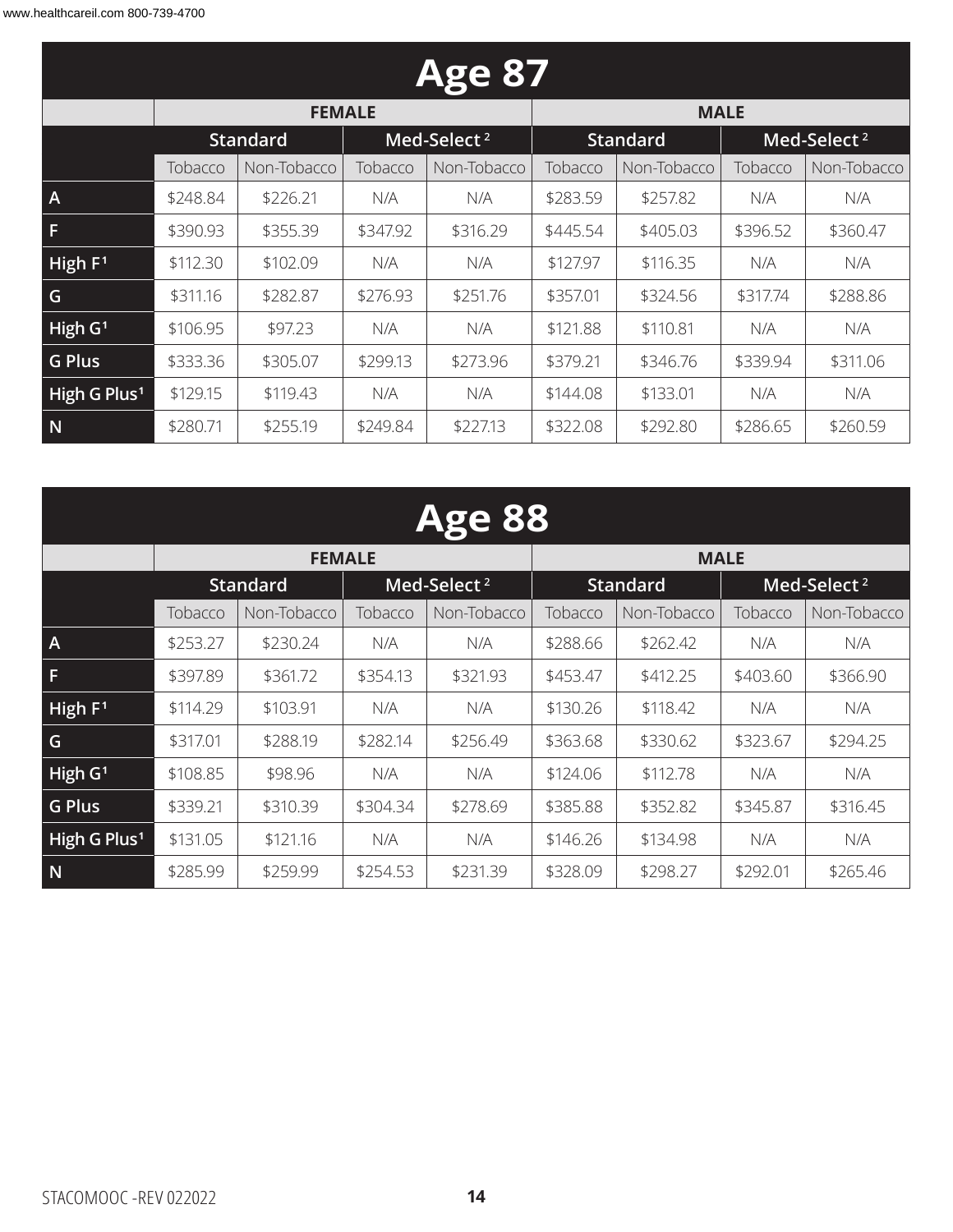## Age 87

| | FEMALE | | | | MALE | | | |
|---|---|---|---|---|---|---|---|---|
| | Standard | | Med-Select [2] | | Standard | | Med-Select [2] | |
| | Tobacco | Non-Tobacco | Tobacco | Non-Tobacco | Tobacco | Non-Tobacco | Tobacco | Non-Tobacco |
| A | $248.84 | $226.21 | N/A | N/A | $283.59 | $257.82 | N/A | N/A |
| F | $390.93 | $355.39 | $347.92 | $316.29 | $445.54 | $405.03 | $396.52 | $360.47 |
| High F [1] | $112.30 | $102.09 | N/A | N/A | $127.97 | $116.35 | N/A | N/A |
| G | $311.16 | $282.87 | $276.93 | $251.76 | $357.01 | $324.56 | $317.74 | $288.86 |
| High G [1] | $106.95 | $97.23 | N/A | N/A | $121.88 | $110.81 | N/A | N/A |
| G Plus | $333.36 | $305.07 | $299.13 | $273.96 | $379.21 | $346.76 | $339.94 | $311.06 |
| High G Plus [1] | $129.15 | $119.43 | N/A | N/A | $144.08 | $133.01 | N/A | N/A |
| N | $280.71 | $255.19 | $249.84 | $227.13 | $322.08 | $292.80 | $286.65 | $260.59 |

## Age 88

| | FEMALE | | | | MALE | | | |
|---|---|---|---|---|---|---|---|---|
| | Standard | | Med-Select [2] | | Standard | | Med-Select [2] | |
| | Tobacco | Non-Tobacco | Tobacco | Non-Tobacco | Tobacco | Non-Tobacco | Tobacco | Non-Tobacco |
| A | $253.27 | $230.24 | N/A | N/A | $288.66 | $262.42 | N/A | N/A |
| F | $397.89 | $361.72 | $354.13 | $321.93 | $453.47 | $412.25 | $403.60 | $366.90 |
| High F [1] | $114.29 | $103.91 | N/A | N/A | $130.26 | $118.42 | N/A | N/A |
| G | $317.01 | $288.19 | $282.14 | $256.49 | $363.68 | $330.62 | $323.67 | $294.25 |
| High G [1] | $108.85 | $98.96 | N/A | N/A | $124.06 | $112.78 | N/A | N/A |
| G Plus | $339.21 | $310.39 | $304.34 | $278.69 | $385.88 | $352.82 | $345.87 | $316.45 |
| High G Plus [1] | $131.05 | $121.16 | N/A | N/A | $146.26 | $134.98 | N/A | N/A |
| N | $285.99 | $259.99 | $254.53 | $231.39 | $328.09 | $298.27 | $292.01 | $265.46 |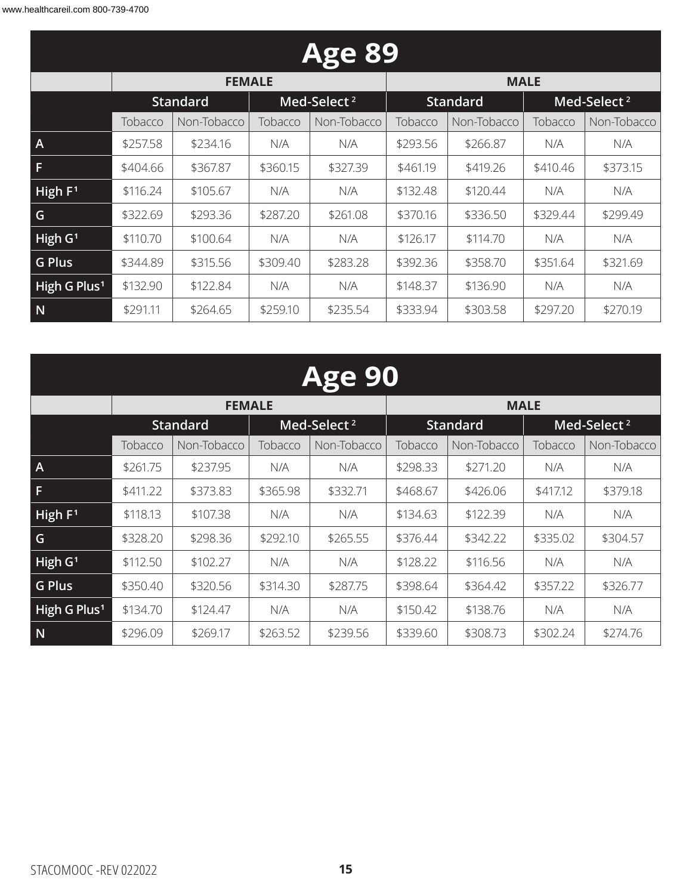## Age 89

| | FEMALE | | | | MALE | | | |
|---|---|---|---|---|---|---|---|---|
| | Standard | | Med-Select [2] | | Standard | | Med-Select [2] | |
| | Tobacco | Non-Tobacco | Tobacco | Non-Tobacco | Tobacco | Non-Tobacco | Tobacco | Non-Tobacco |
| A | $257.58 | $234.16 | N/A | N/A | $293.56 | $266.87 | N/A | N/A |
| F | $404.66 | $367.87 | $360.15 | $327.39 | $461.19 | $419.26 | $410.46 | $373.15 |
| High F[1] | $116.24 | $105.67 | N/A | N/A | $132.48 | $120.44 | N/A | N/A |
| G | $322.69 | $293.36 | $287.20 | $261.08 | $370.16 | $336.50 | $329.44 | $299.49 |
| High G[1] | $110.70 | $100.64 | N/A | N/A | $126.17 | $114.70 | N/A | N/A |
| G Plus | $344.89 | $315.56 | $309.40 | $283.28 | $392.36 | $358.70 | $351.64 | $321.69 |
| High G Plus[1] | $132.90 | $122.84 | N/A | N/A | $148.37 | $136.90 | N/A | N/A |
| N | $291.11 | $264.65 | $259.10 | $235.54 | $333.94 | $303.58 | $297.20 | $270.19 |

## Age 90

| | FEMALE | | | | MALE | | | |
|---|---|---|---|---|---|---|---|---|
| | Standard | | Med-Select [2] | | Standard | | Med-Select [2] | |
| | Tobacco | Non-Tobacco | Tobacco | Non-Tobacco | Tobacco | Non-Tobacco | Tobacco | Non-Tobacco |
| A | $261.75 | $237.95 | N/A | N/A | $298.33 | $271.20 | N/A | N/A |
| F | $411.22 | $373.83 | $365.98 | $332.71 | $468.67 | $426.06 | $417.12 | $379.18 |
| High F[1] | $118.13 | $107.38 | N/A | N/A | $134.63 | $122.39 | N/A | N/A |
| G | $328.20 | $298.36 | $292.10 | $265.55 | $376.44 | $342.22 | $335.02 | $304.57 |
| High G[1] | $112.50 | $102.27 | N/A | N/A | $128.22 | $116.56 | N/A | N/A |
| G Plus | $350.40 | $320.56 | $314.30 | $287.75 | $398.64 | $364.42 | $357.22 | $326.77 |
| High G Plus[1] | $134.70 | $124.47 | N/A | N/A | $150.42 | $138.76 | N/A | N/A |
| N | $296.09 | $269.17 | $263.52 | $239.56 | $339.60 | $308.73 | $302.24 | $274.76 |

STACOMOOC -REV 022022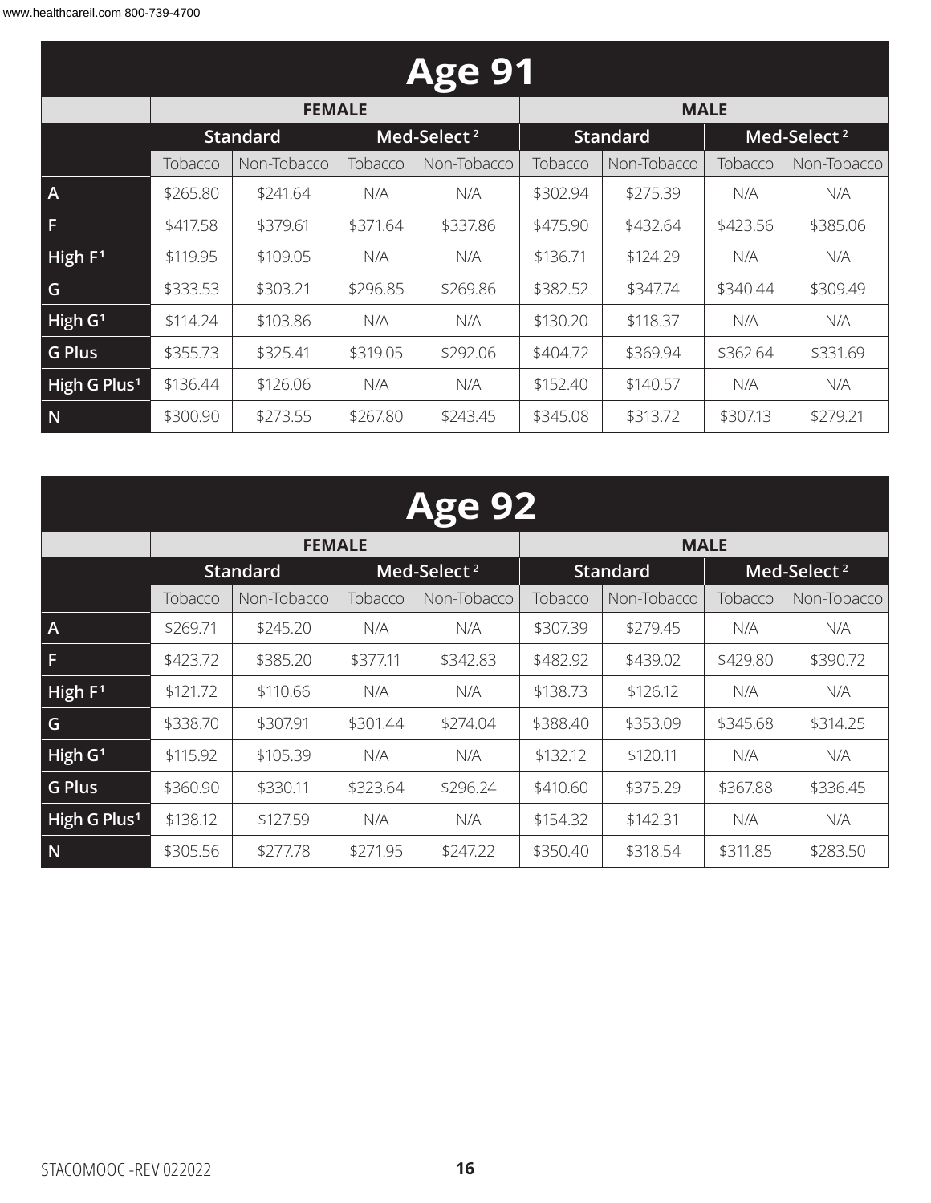## Age 91

| | FEMALE | | | | MALE | | | |
|---|---|---|---|---|---|---|---|---|
| | Standard | | Med-Select[2] | | Standard | | Med-Select[2] | |
| | Tobacco | Non-Tobacco | Tobacco | Non-Tobacco | Tobacco | Non-Tobacco | Tobacco | Non-Tobacco |
| A | $265.80 | $241.64 | N/A | N/A | $302.94 | $275.39 | N/A | N/A |
| F | $417.58 | $379.61 | $371.64 | $337.86 | $475.90 | $432.64 | $423.56 | $385.06 |
| High F[1] | $119.95 | $109.05 | N/A | N/A | $136.71 | $124.29 | N/A | N/A |
| G | $333.53 | $303.21 | $296.85 | $269.86 | $382.52 | $347.74 | $340.44 | $309.49 |
| High G[1] | $114.24 | $103.86 | N/A | N/A | $130.20 | $118.37 | N/A | N/A |
| G Plus | $355.73 | $325.41 | $319.05 | $292.06 | $404.72 | $369.94 | $362.64 | $331.69 |
| High G Plus[1] | $136.44 | $126.06 | N/A | N/A | $152.40 | $140.57 | N/A | N/A |
| N | $300.90 | $273.55 | $267.80 | $243.45 | $345.08 | $313.72 | $307.13 | $279.21 |

## Age 92

| | FEMALE | | | | MALE | | | |
|---|---|---|---|---|---|---|---|---|
| | Standard | | Med-Select[2] | | Standard | | Med-Select[2] | |
| | Tobacco | Non-Tobacco | Tobacco | Non-Tobacco | Tobacco | Non-Tobacco | Tobacco | Non-Tobacco |
| A | $269.71 | $245.20 | N/A | N/A | $307.39 | $279.45 | N/A | N/A |
| F | $423.72 | $385.20 | $377.11 | $342.83 | $482.92 | $439.02 | $429.80 | $390.72 |
| High F[1] | $121.72 | $110.66 | N/A | N/A | $138.73 | $126.12 | N/A | N/A |
| G | $338.70 | $307.91 | $301.44 | $274.04 | $388.40 | $353.09 | $345.68 | $314.25 |
| High G[1] | $115.92 | $105.39 | N/A | N/A | $132.12 | $120.11 | N/A | N/A |
| G Plus | $360.90 | $330.11 | $323.64 | $296.24 | $410.60 | $375.29 | $367.88 | $336.45 |
| High G Plus[1] | $138.12 | $127.59 | N/A | N/A | $154.32 | $142.31 | N/A | N/A |
| N | $305.56 | $277.78 | $271.95 | $247.22 | $350.40 | $318.54 | $311.85 | $283.50 |

STACOMOOC -REV 022022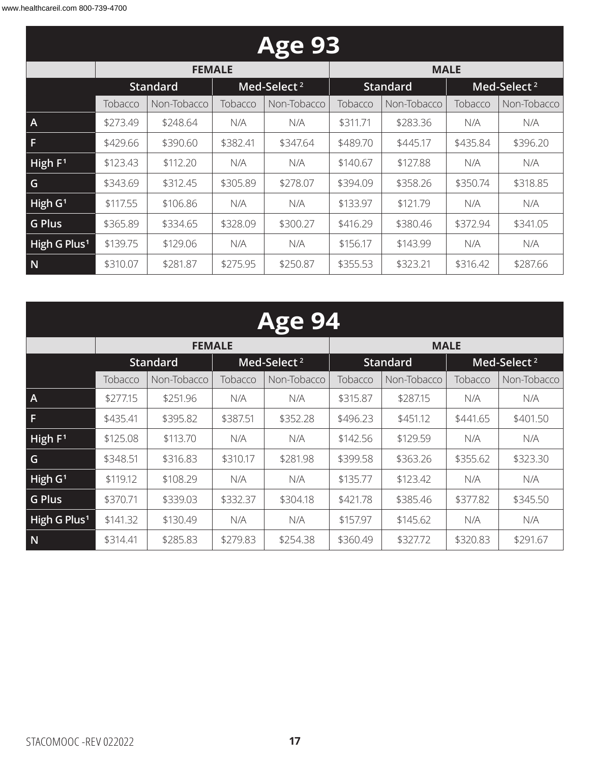## Age 93

| | FEMALE | | | | MALE | | | |
|---|---|---|---|---|---|---|---|---|
| | Standard | | Med-Select [2] | | Standard | | Med-Select [2] | |
| | Tobacco | Non-Tobacco | Tobacco | Non-Tobacco | Tobacco | Non-Tobacco | Tobacco | Non-Tobacco |
| A | $273.49 | $248.64 | N/A | N/A | $311.71 | $283.36 | N/A | N/A |
| F | $429.66 | $390.60 | $382.41 | $347.64 | $489.70 | $445.17 | $435.84 | $396.20 |
| High F[1] | $123.43 | $112.20 | N/A | N/A | $140.67 | $127.88 | N/A | N/A |
| G | $343.69 | $312.45 | $305.89 | $278.07 | $394.09 | $358.26 | $350.74 | $318.85 |
| High G[1] | $117.55 | $106.86 | N/A | N/A | $133.97 | $121.79 | N/A | N/A |
| G Plus | $365.89 | $334.65 | $328.09 | $300.27 | $416.29 | $380.46 | $372.94 | $341.05 |
| High G Plus[1] | $139.75 | $129.06 | N/A | N/A | $156.17 | $143.99 | N/A | N/A |
| N | $310.07 | $281.87 | $275.95 | $250.87 | $355.53 | $323.21 | $316.42 | $287.66 |

## Age 94

| | FEMALE | | | | MALE | | | |
|---|---|---|---|---|---|---|---|---|
| | Standard | | Med-Select [2] | | Standard | | Med-Select [2] | |
| | Tobacco | Non-Tobacco | Tobacco | Non-Tobacco | Tobacco | Non-Tobacco | Tobacco | Non-Tobacco |
| A | $277.15 | $251.96 | N/A | N/A | $315.87 | $287.15 | N/A | N/A |
| F | $435.41 | $395.82 | $387.51 | $352.28 | $496.23 | $451.12 | $441.65 | $401.50 |
| High F[1] | $125.08 | $113.70 | N/A | N/A | $142.56 | $129.59 | N/A | N/A |
| G | $348.51 | $316.83 | $310.17 | $281.98 | $399.58 | $363.26 | $355.62 | $323.30 |
| High G[1] | $119.12 | $108.29 | N/A | N/A | $135.77 | $123.42 | N/A | N/A |
| G Plus | $370.71 | $339.03 | $332.37 | $304.18 | $421.78 | $385.46 | $377.82 | $345.50 |
| High G Plus[1] | $141.32 | $130.49 | N/A | N/A | $157.97 | $145.62 | N/A | N/A |
| N | $314.41 | $285.83 | $279.83 | $254.38 | $360.49 | $327.72 | $320.83 | $291.67 |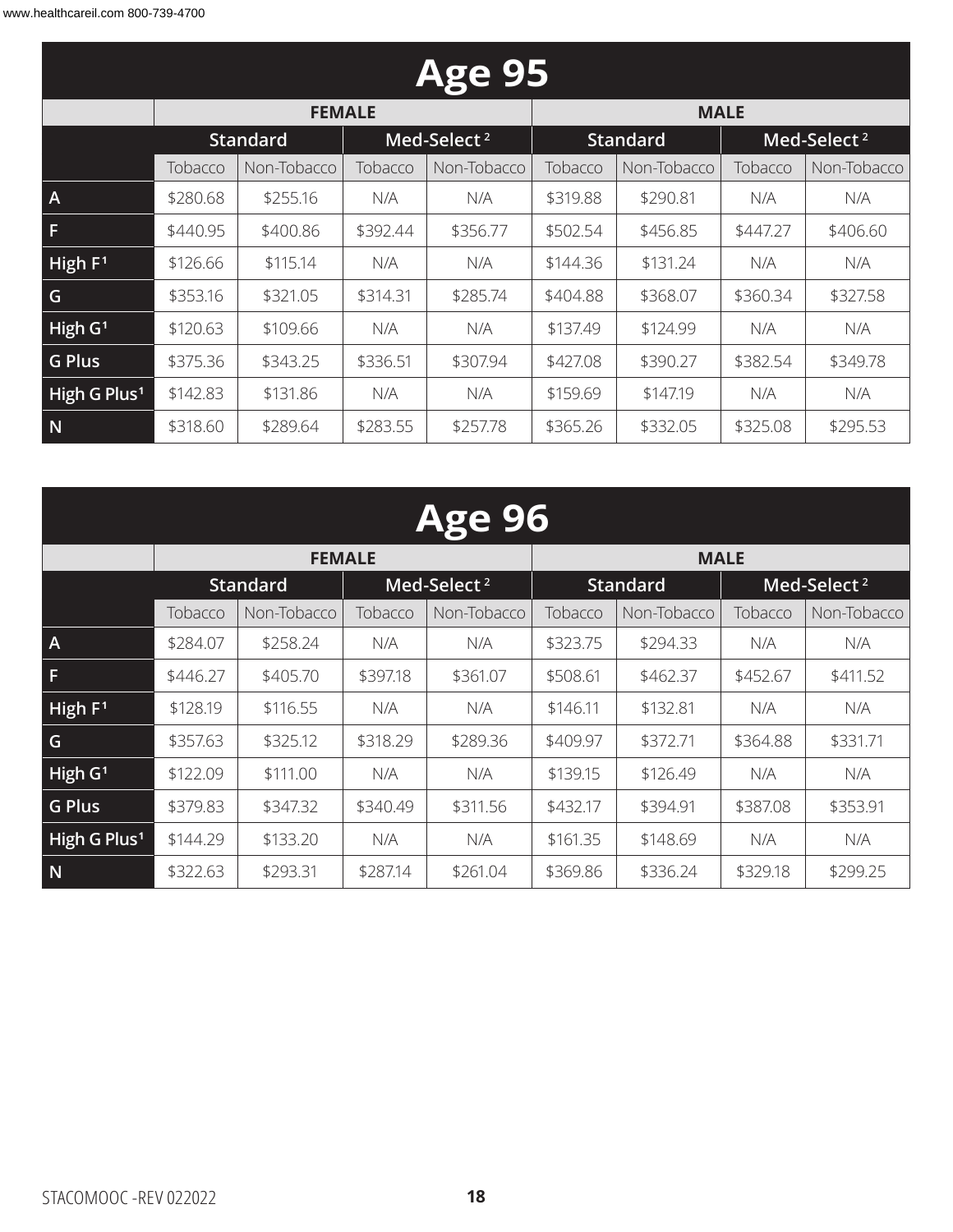## Age 95

| | FEMALE | | | | MALE | | | |
|---|---|---|---|---|---|---|---|---|
| | Standard | | Med-Select [2] | | Standard | | Med-Select [2] | |
| | Tobacco | Non-Tobacco | Tobacco | Non-Tobacco | Tobacco | Non-Tobacco | Tobacco | Non-Tobacco |
| A | $280.68 | $255.16 | N/A | N/A | $319.88 | $290.81 | N/A | N/A |
| F | $440.95 | $400.86 | $392.44 | $356.77 | $502.54 | $456.85 | $447.27 | $406.60 |
| High F[1] | $126.66 | $115.14 | N/A | N/A | $144.36 | $131.24 | N/A | N/A |
| G | $353.16 | $321.05 | $314.31 | $285.74 | $404.88 | $368.07 | $360.34 | $327.58 |
| High G[1] | $120.63 | $109.66 | N/A | N/A | $137.49 | $124.99 | N/A | N/A |
| G Plus | $375.36 | $343.25 | $336.51 | $307.94 | $427.08 | $390.27 | $382.54 | $349.78 |
| High G Plus[1] | $142.83 | $131.86 | N/A | N/A | $159.69 | $147.19 | N/A | N/A |
| N | $318.60 | $289.64 | $283.55 | $257.78 | $365.26 | $332.05 | $325.08 | $295.53 |

## Age 96

| | FEMALE | | | | MALE | | | |
|---|---|---|---|---|---|---|---|---|
| | Standard | | Med-Select [2] | | Standard | | Med-Select [2] | |
| | Tobacco | Non-Tobacco | Tobacco | Non-Tobacco | Tobacco | Non-Tobacco | Tobacco | Non-Tobacco |
| A | $284.07 | $258.24 | N/A | N/A | $323.75 | $294.33 | N/A | N/A |
| F | $446.27 | $405.70 | $397.18 | $361.07 | $508.61 | $462.37 | $452.67 | $411.52 |
| High F[1] | $128.19 | $116.55 | N/A | N/A | $146.11 | $132.81 | N/A | N/A |
| G | $357.63 | $325.12 | $318.29 | $289.36 | $409.97 | $372.71 | $364.88 | $331.71 |
| High G[1] | $122.09 | $111.00 | N/A | N/A | $139.15 | $126.49 | N/A | N/A |
| G Plus | $379.83 | $347.32 | $340.49 | $311.56 | $432.17 | $394.91 | $387.08 | $353.91 |
| High G Plus[1] | $144.29 | $133.20 | N/A | N/A | $161.35 | $148.69 | N/A | N/A |
| N | $322.63 | $293.31 | $287.14 | $261.04 | $369.86 | $336.24 | $329.18 | $299.25 |

STACOMOOC -REV 022022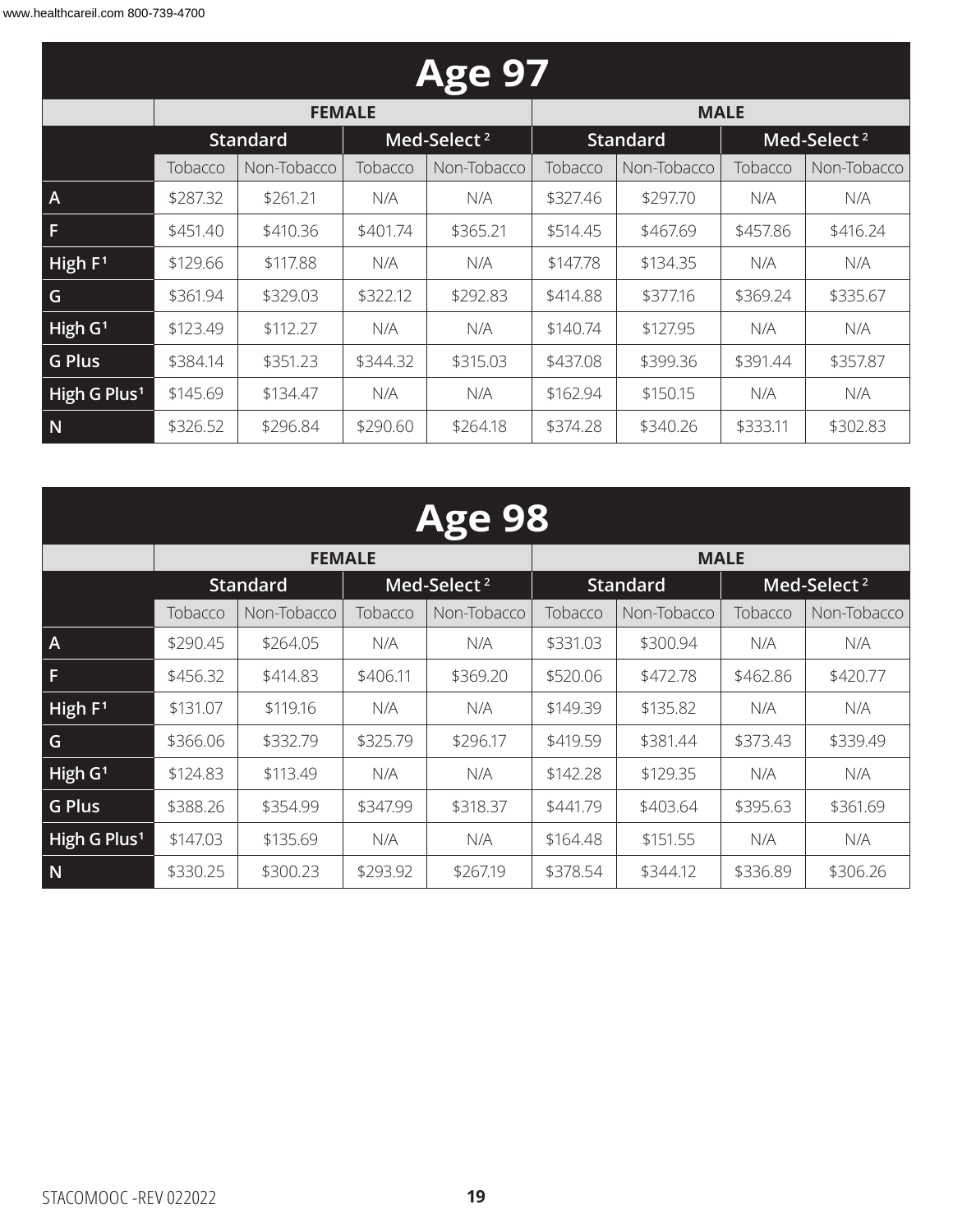# Age 97

| | FEMALE | | | | MALE | | | |
|---|---|---|---|---|---|---|---|---|
| | Standard | | Med-Select [2] | | Standard | | Med-Select [2] | |
| | Tobacco | Non-Tobacco | Tobacco | Non-Tobacco | Tobacco | Non-Tobacco | Tobacco | Non-Tobacco |
| A | $287.32 | $261.21 | N/A | N/A | $327.46 | $297.70 | N/A | N/A |
| F | $451.40 | $410.36 | $401.74 | $365.21 | $514.45 | $467.69 | $457.86 | $416.24 |
| High F[1] | $129.66 | $117.88 | N/A | N/A | $147.78 | $134.35 | N/A | N/A |
| G | $361.94 | $329.03 | $322.12 | $292.83 | $414.88 | $377.16 | $369.24 | $335.67 |
| High G[1] | $123.49 | $112.27 | N/A | N/A | $140.74 | $127.95 | N/A | N/A |
| G Plus | $384.14 | $351.23 | $344.32 | $315.03 | $437.08 | $399.36 | $391.44 | $357.87 |
| High G Plus[1] | $145.69 | $134.47 | N/A | N/A | $162.94 | $150.15 | N/A | N/A |
| N | $326.52 | $296.84 | $290.60 | $264.18 | $374.28 | $340.26 | $333.11 | $302.83 |

# Age 98

| | FEMALE | | | | MALE | | | |
|---|---|---|---|---|---|---|---|---|
| | Standard | | Med-Select [2] | | Standard | | Med-Select [2] | |
| | Tobacco | Non-Tobacco | Tobacco | Non-Tobacco | Tobacco | Non-Tobacco | Tobacco | Non-Tobacco |
| A | $290.45 | $264.05 | N/A | N/A | $331.03 | $300.94 | N/A | N/A |
| F | $456.32 | $414.83 | $406.11 | $369.20 | $520.06 | $472.78 | $462.86 | $420.77 |
| High F[1] | $131.07 | $119.16 | N/A | N/A | $149.39 | $135.82 | N/A | N/A |
| G | $366.06 | $332.79 | $325.79 | $296.17 | $419.59 | $381.44 | $373.43 | $339.49 |
| High G[1] | $124.83 | $113.49 | N/A | N/A | $142.28 | $129.35 | N/A | N/A |
| G Plus | $388.26 | $354.99 | $347.99 | $318.37 | $441.79 | $403.64 | $395.63 | $361.69 |
| High G Plus[1] | $147.03 | $135.69 | N/A | N/A | $164.48 | $151.55 | N/A | N/A |
| N | $330.25 | $300.23 | $293.92 | $267.19 | $378.54 | $344.12 | $336.89 | $306.26 |

STACOMOOC -REV 022022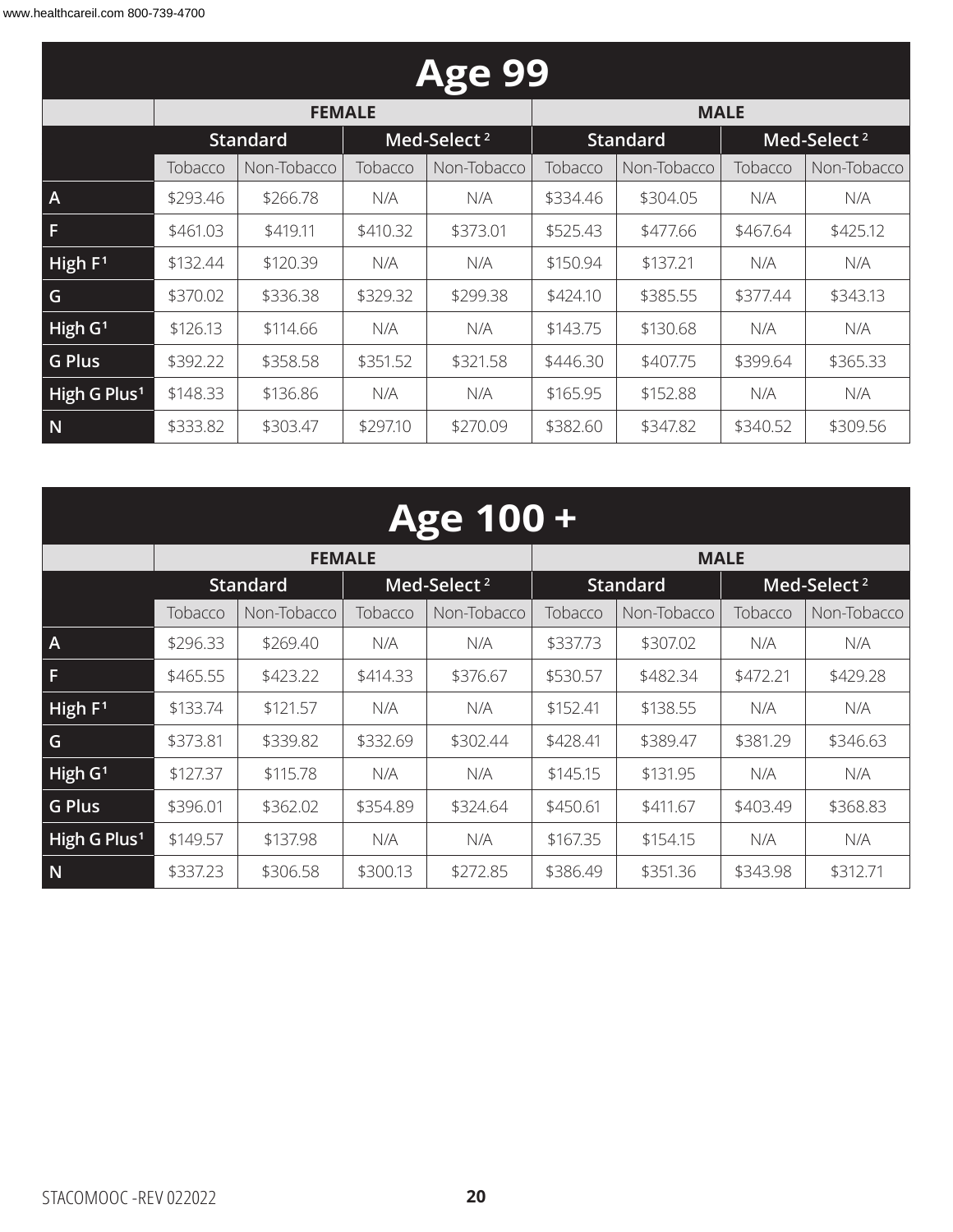# Age 99

| | FEMALE | | | | MALE | | | |
|---|---|---|---|---|---|---|---|---|
| | Standard | | Med-Select [2] | | Standard | | Med-Select [2] | |
| | Tobacco | Non-Tobacco | Tobacco | Non-Tobacco | Tobacco | Non-Tobacco | Tobacco | Non-Tobacco |
| A | $293.46 | $266.78 | N/A | N/A | $334.46 | $304.05 | N/A | N/A |
| F | $461.03 | $419.11 | $410.32 | $373.01 | $525.43 | $477.66 | $467.64 | $425.12 |
| High F[1] | $132.44 | $120.39 | N/A | N/A | $150.94 | $137.21 | N/A | N/A |
| G | $370.02 | $336.38 | $329.32 | $299.38 | $424.10 | $385.55 | $377.44 | $343.13 |
| High G[1] | $126.13 | $114.66 | N/A | N/A | $143.75 | $130.68 | N/A | N/A |
| G Plus | $392.22 | $358.58 | $351.52 | $321.58 | $446.30 | $407.75 | $399.64 | $365.33 |
| High G Plus[1] | $148.33 | $136.86 | N/A | N/A | $165.95 | $152.88 | N/A | N/A |
| N | $333.82 | $303.47 | $297.10 | $270.09 | $382.60 | $347.82 | $340.52 | $309.56 |

# Age 100 +

| | FEMALE | | | | MALE | | | |
|---|---|---|---|---|---|---|---|---|
| | Standard | | Med-Select [2] | | Standard | | Med-Select [2] | |
| | Tobacco | Non-Tobacco | Tobacco | Non-Tobacco | Tobacco | Non-Tobacco | Tobacco | Non-Tobacco |
| A | $296.33 | $269.40 | N/A | N/A | $337.73 | $307.02 | N/A | N/A |
| F | $465.55 | $423.22 | $414.33 | $376.67 | $530.57 | $482.34 | $472.21 | $429.28 |
| High F[1] | $133.74 | $121.57 | N/A | N/A | $152.41 | $138.55 | N/A | N/A |
| G | $373.81 | $339.82 | $332.69 | $302.44 | $428.41 | $389.47 | $381.29 | $346.63 |
| High G[1] | $127.37 | $115.78 | N/A | N/A | $145.15 | $131.95 | N/A | N/A |
| G Plus | $396.01 | $362.02 | $354.89 | $324.64 | $450.61 | $411.67 | $403.49 | $368.83 |
| High G Plus[1] | $149.57 | $137.98 | N/A | N/A | $167.35 | $154.15 | N/A | N/A |
| N | $337.23 | $306.58 | $300.13 | $272.85 | $386.49 | $351.36 | $343.98 | $312.71 |

STACOMOOC -REV 022022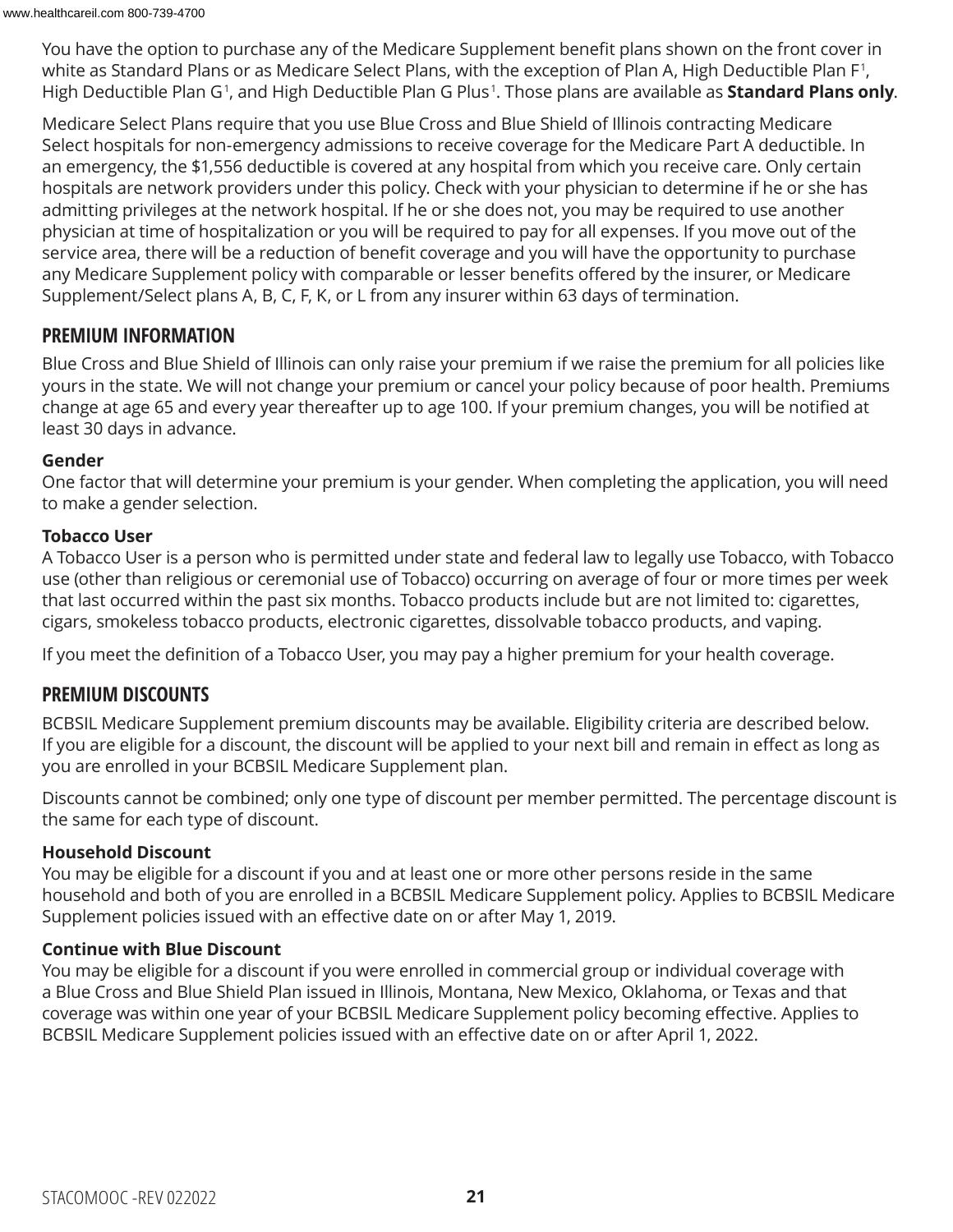You have the option to purchase any of the Medicare Supplement benefit plans shown on the front cover in white as Standard Plans or as Medicare Select Plans, with the exception of Plan A, High Deductible Plan F[1], High Deductible Plan G[1], and High Deductible Plan G Plus[1]. Those plans are available as **Standard Plans only**.

Medicare Select Plans require that you use Blue Cross and Blue Shield of Illinois contracting Medicare Select hospitals for non-emergency admissions to receive coverage for the Medicare Part A deductible. In an emergency, the $1,556 deductible is covered at any hospital from which you receive care. Only certain hospitals are network providers under this policy. Check with your physician to determine if he or she has admitting privileges at the network hospital. If he or she does not, you may be required to use another physician at time of hospitalization or you will be required to pay for all expenses. If you move out of the service area, there will be a reduction of benefit coverage and you will have the opportunity to purchase any Medicare Supplement policy with comparable or lesser benefits offered by the insurer, or Medicare Supplement/Select plans A, B, C, F, K, or L from any insurer within 63 days of termination.

## PREMIUM INFORMATION

Blue Cross and Blue Shield of Illinois can only raise your premium if we raise the premium for all policies like yours in the state. We will not change your premium or cancel your policy because of poor health. Premiums change at age 65 and every year thereafter up to age 100. If your premium changes, you will be notified at least 30 days in advance.

**Gender**
One factor that will determine your premium is your gender. When completing the application, you will need to make a gender selection.

**Tobacco User**
A Tobacco User is a person who is permitted under state and federal law to legally use Tobacco, with Tobacco use (other than religious or ceremonial use of Tobacco) occurring on average of four or more times per week that last occurred within the past six months. Tobacco products include but are not limited to: cigarettes, cigars, smokeless tobacco products, electronic cigarettes, dissolvable tobacco products, and vaping.

If you meet the definition of a Tobacco User, you may pay a higher premium for your health coverage.

## PREMIUM DISCOUNTS

BCBSIL Medicare Supplement premium discounts may be available. Eligibility criteria are described below. If you are eligible for a discount, the discount will be applied to your next bill and remain in effect as long as you are enrolled in your BCBSIL Medicare Supplement plan.

Discounts cannot be combined; only one type of discount per member permitted. The percentage discount is the same for each type of discount.

**Household Discount**
You may be eligible for a discount if you and at least one or more other persons reside in the same household and both of you are enrolled in a BCBSIL Medicare Supplement policy. Applies to BCBSIL Medicare Supplement policies issued with an effective date on or after May 1, 2019.

**Continue with Blue Discount**
You may be eligible for a discount if you were enrolled in commercial group or individual coverage with a Blue Cross and Blue Shield Plan issued in Illinois, Montana, New Mexico, Oklahoma, or Texas and that coverage was within one year of your BCBSIL Medicare Supplement policy becoming effective. Applies to BCBSIL Medicare Supplement policies issued with an effective date on or after April 1, 2022.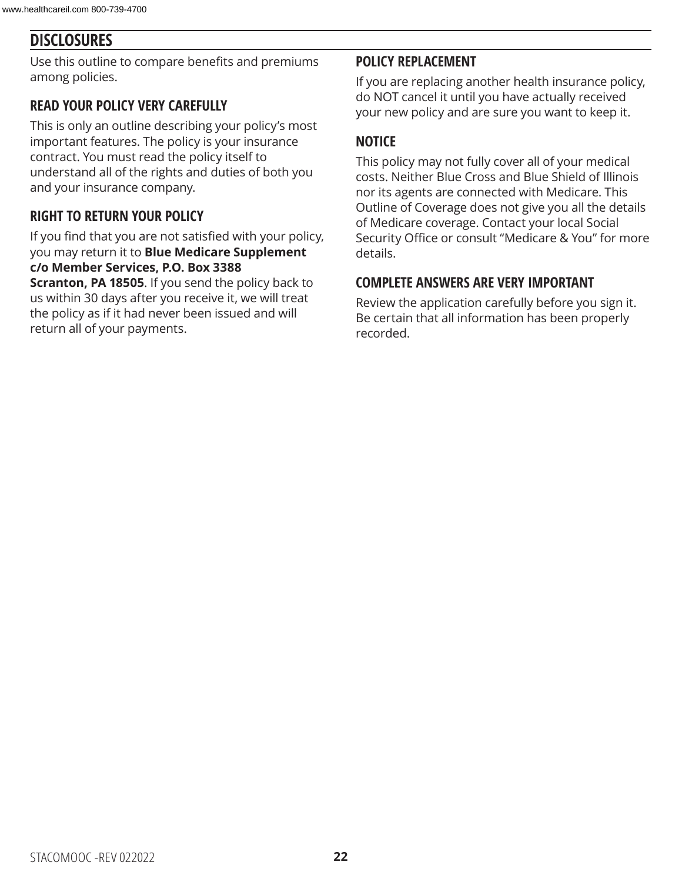## DISCLOSURES

Use this outline to compare benefits and premiums among policies.

### READ YOUR POLICY VERY CAREFULLY

This is only an outline describing your policy's most important features. The policy is your insurance contract. You must read the policy itself to understand all of the rights and duties of both you and your insurance company.

### RIGHT TO RETURN YOUR POLICY

If you find that you are not satisfied with your policy, you may return it to **Blue Medicare Supplement c/o Member Services, P.O. Box 3388 Scranton, PA 18505**. If you send the policy back to us within 30 days after you receive it, we will treat the policy as if it had never been issued and will return all of your payments.

### POLICY REPLACEMENT

If you are replacing another health insurance policy, do NOT cancel it until you have actually received your new policy and are sure you want to keep it.

### NOTICE

This policy may not fully cover all of your medical costs. Neither Blue Cross and Blue Shield of Illinois nor its agents are connected with Medicare. This Outline of Coverage does not give you all the details of Medicare coverage. Contact your local Social Security Office or consult "Medicare & You" for more details.

### COMPLETE ANSWERS ARE VERY IMPORTANT

Review the application carefully before you sign it. Be certain that all information has been properly recorded.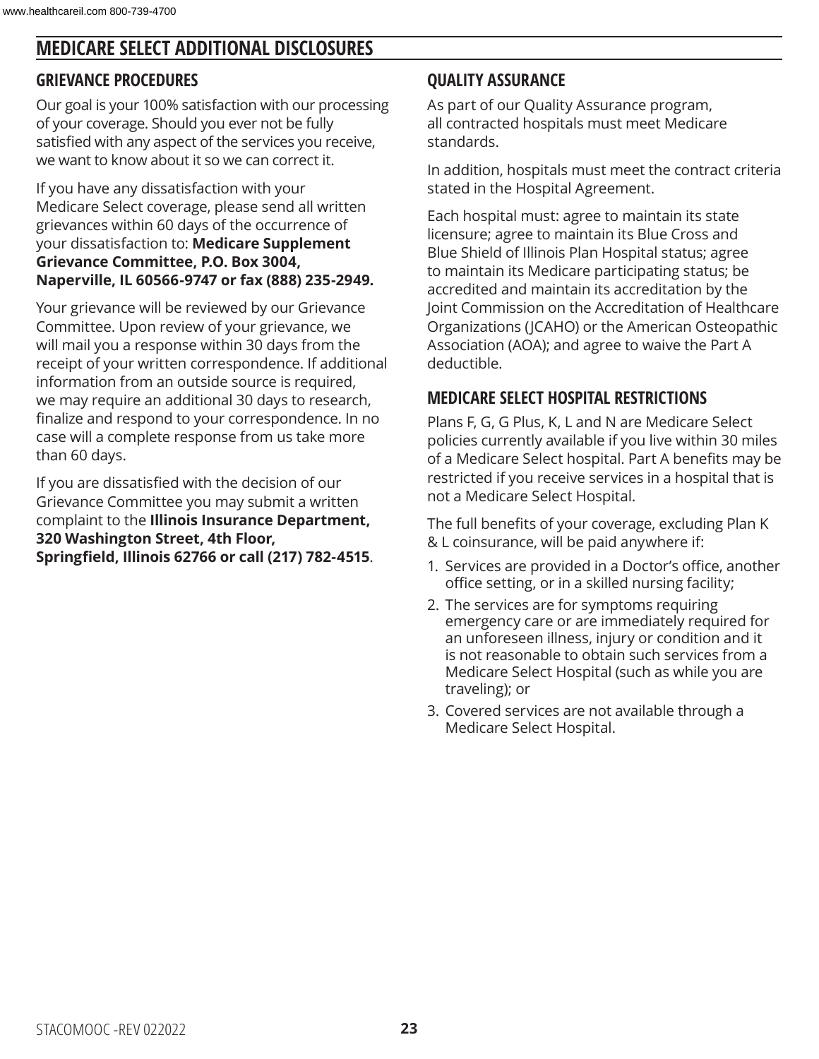# MEDICARE SELECT ADDITIONAL DISCLOSURES

## GRIEVANCE PROCEDURES

Our goal is your 100% satisfaction with our processing of your coverage. Should you ever not be fully satisfied with any aspect of the services you receive, we want to know about it so we can correct it.

If you have any dissatisfaction with your Medicare Select coverage, please send all written grievances within 60 days of the occurrence of your dissatisfaction to: **Medicare Supplement Grievance Committee, P.O. Box 3004, Naperville, IL 60566-9747 or fax (888) 235-2949.**

Your grievance will be reviewed by our Grievance Committee. Upon review of your grievance, we will mail you a response within 30 days from the receipt of your written correspondence. If additional information from an outside source is required, we may require an additional 30 days to research, finalize and respond to your correspondence. In no case will a complete response from us take more than 60 days.

If you are dissatisfied with the decision of our Grievance Committee you may submit a written complaint to the **Illinois Insurance Department, 320 Washington Street, 4th Floor, Springfield, Illinois 62766 or call (217) 782-4515**.

## QUALITY ASSURANCE

As part of our Quality Assurance program, all contracted hospitals must meet Medicare standards.

In addition, hospitals must meet the contract criteria stated in the Hospital Agreement.

Each hospital must: agree to maintain its state licensure; agree to maintain its Blue Cross and Blue Shield of Illinois Plan Hospital status; agree to maintain its Medicare participating status; be accredited and maintain its accreditation by the Joint Commission on the Accreditation of Healthcare Organizations (JCAHO) or the American Osteopathic Association (AOA); and agree to waive the Part A deductible.

## MEDICARE SELECT HOSPITAL RESTRICTIONS

Plans F, G, G Plus, K, L and N are Medicare Select policies currently available if you live within 30 miles of a Medicare Select hospital. Part A benefits may be restricted if you receive services in a hospital that is not a Medicare Select Hospital.

The full benefits of your coverage, excluding Plan K & L coinsurance, will be paid anywhere if:

1. Services are provided in a Doctor's office, another office setting, or in a skilled nursing facility;
2. The services are for symptoms requiring emergency care or are immediately required for an unforeseen illness, injury or condition and it is not reasonable to obtain such services from a Medicare Select Hospital (such as while you are traveling); or
3. Covered services are not available through a Medicare Select Hospital.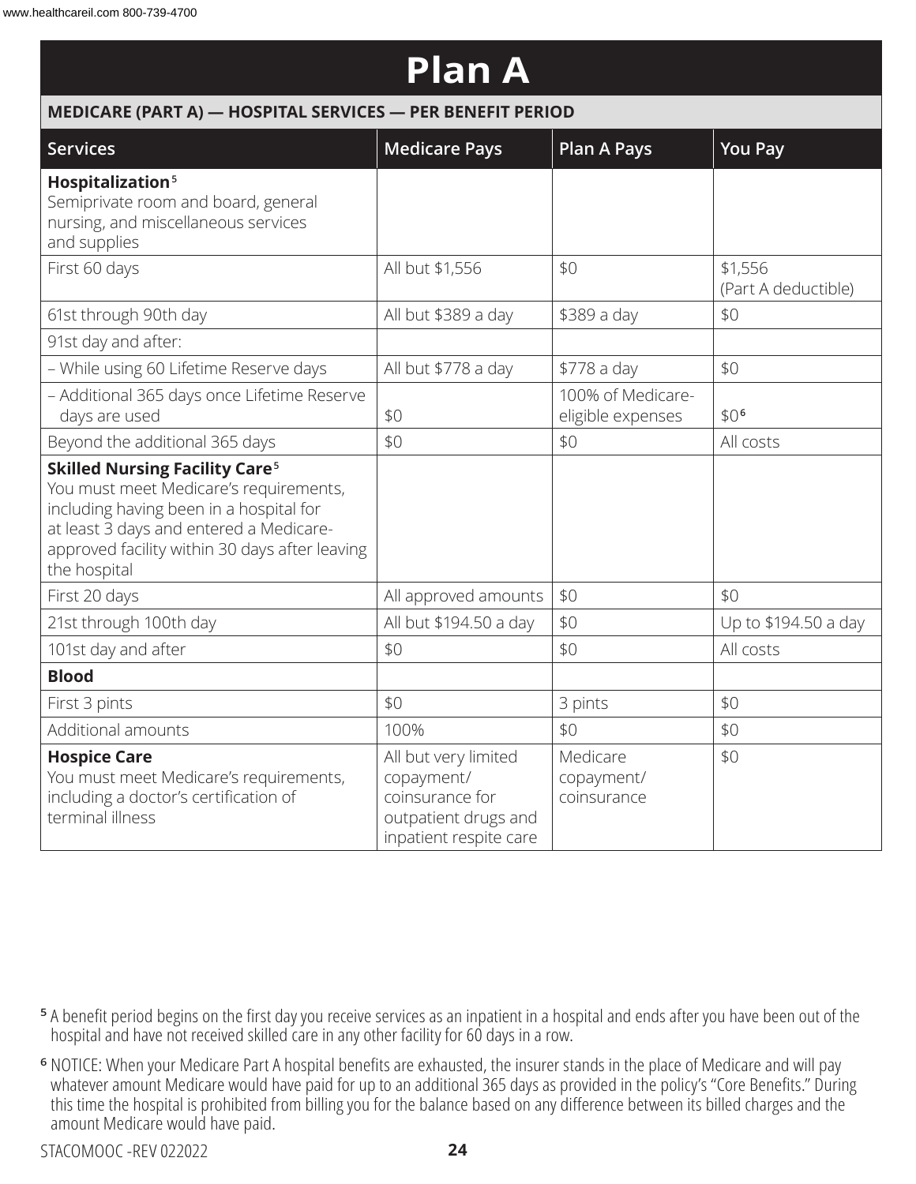# Plan A

## MEDICARE (PART A) — HOSPITAL SERVICES — PER BENEFIT PERIOD

| Services | Medicare Pays | Plan A Pays | You Pay |
|---|---|---|---|
| **Hospitalization**[5] Semiprivate room and board, general nursing, and miscellaneous services and supplies | | | |
| First 60 days | All but $1,556 | $0 | $1,556 (Part A deductible) |
| 61st through 90th day | All but $389 a day | $389 a day | $0 |
| 91st day and after: | | | |
| – While using 60 Lifetime Reserve days | All but $778 a day | $778 a day | $0 |
| – Additional 365 days once Lifetime Reserve days are used | $0 | 100% of Medicare-eligible expenses | $0[6] |
| Beyond the additional 365 days | $0 | $0 | All costs |
| **Skilled Nursing Facility Care**[5] You must meet Medicare's requirements, including having been in a hospital for at least 3 days and entered a Medicare-approved facility within 30 days after leaving the hospital | | | |
| First 20 days | All approved amounts | $0 | $0 |
| 21st through 100th day | All but $194.50 a day | $0 | Up to $194.50 a day |
| 101st day and after | $0 | $0 | All costs |
| **Blood** | | | |
| First 3 pints | $0 | 3 pints | $0 |
| Additional amounts | 100% | $0 | $0 |
| **Hospice Care** You must meet Medicare's requirements, including a doctor's certification of terminal illness | All but very limited copayment/ coinsurance for outpatient drugs and inpatient respite care | Medicare copayment/ coinsurance | $0 |

[5] A benefit period begins on the first day you receive services as an inpatient in a hospital and ends after you have been out of the hospital and have not received skilled care in any other facility for 60 days in a row.

[6] NOTICE: When your Medicare Part A hospital benefits are exhausted, the insurer stands in the place of Medicare and will pay whatever amount Medicare would have paid for up to an additional 365 days as provided in the policy's "Core Benefits." During this time the hospital is prohibited from billing you for the balance based on any difference between its billed charges and the amount Medicare would have paid.

STACOMOOC -REV 022022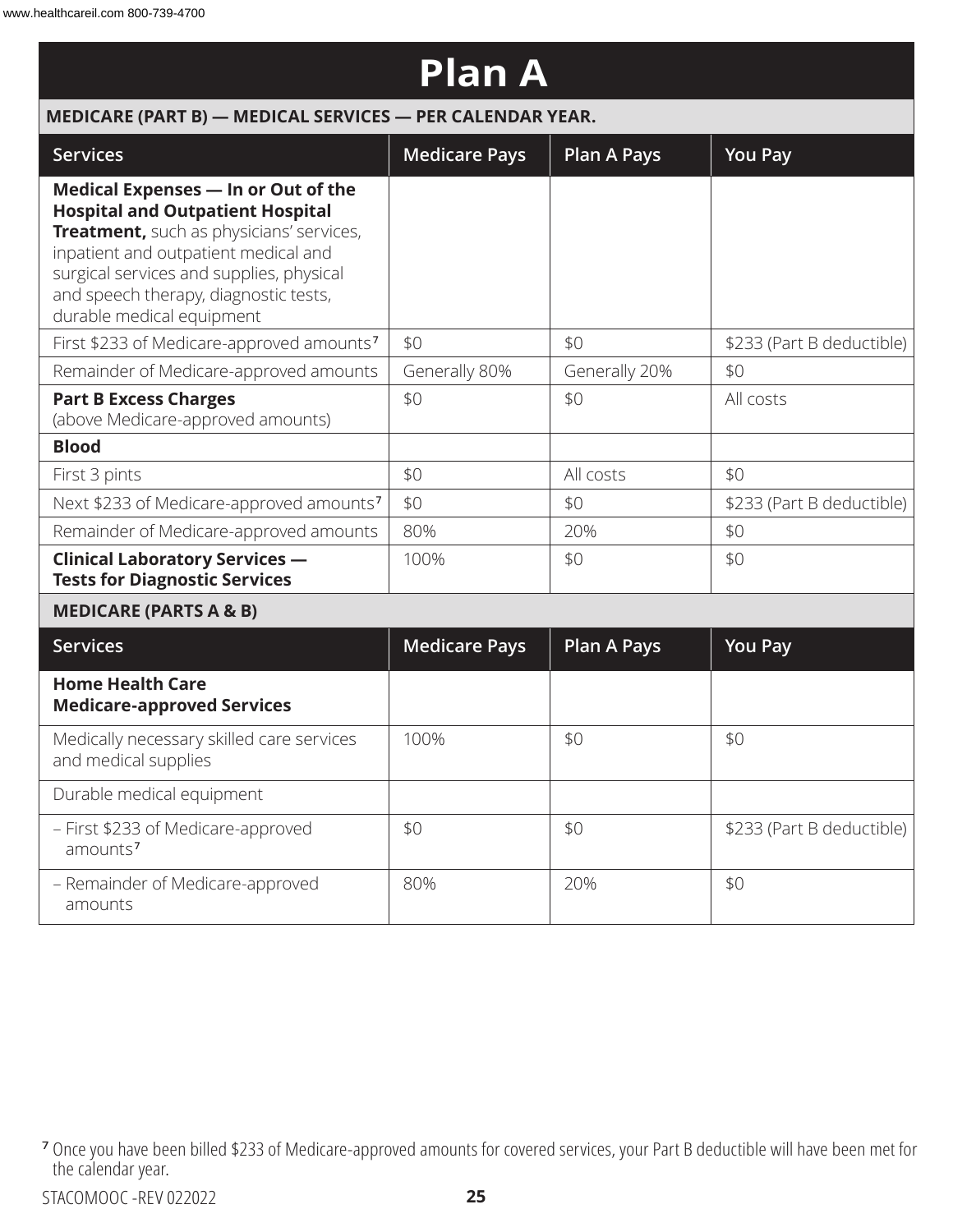# Plan A

**MEDICARE (PART B) — MEDICAL SERVICES — PER CALENDAR YEAR.**

| Services | Medicare Pays | Plan A Pays | You Pay |
|---|---|---|---|
| **Medical Expenses — In or Out of the Hospital and Outpatient Hospital Treatment,** such as physicians' services, inpatient and outpatient medical and surgical services and supplies, physical and speech therapy, diagnostic tests, durable medical equipment | | | |
| First $233 of Medicare-approved amounts[7] | $0 | $0 | $233 (Part B deductible) |
| Remainder of Medicare-approved amounts | Generally 80% | Generally 20% | $0 |
| **Part B Excess Charges** (above Medicare-approved amounts) | $0 | $0 | All costs |
| **Blood** | | | |
| First 3 pints | $0 | All costs | $0 |
| Next $233 of Medicare-approved amounts[7] | $0 | $0 | $233 (Part B deductible) |
| Remainder of Medicare-approved amounts | 80% | 20% | $0 |
| **Clinical Laboratory Services — Tests for Diagnostic Services** | 100% | $0 | $0 |

**MEDICARE (PARTS A & B)**

| Services | Medicare Pays | Plan A Pays | You Pay |
|---|---|---|---|
| **Home Health Care Medicare-approved Services** | | | |
| Medically necessary skilled care services and medical supplies | 100% | $0 | $0 |
| Durable medical equipment | | | |
| – First $233 of Medicare-approved amounts[7] | $0 | $0 | $233 (Part B deductible) |
| – Remainder of Medicare-approved amounts | 80% | 20% | $0 |

[7] Once you have been billed $233 of Medicare-approved amounts for covered services, your Part B deductible will have been met for the calendar year.

STACOMOOC -REV 022022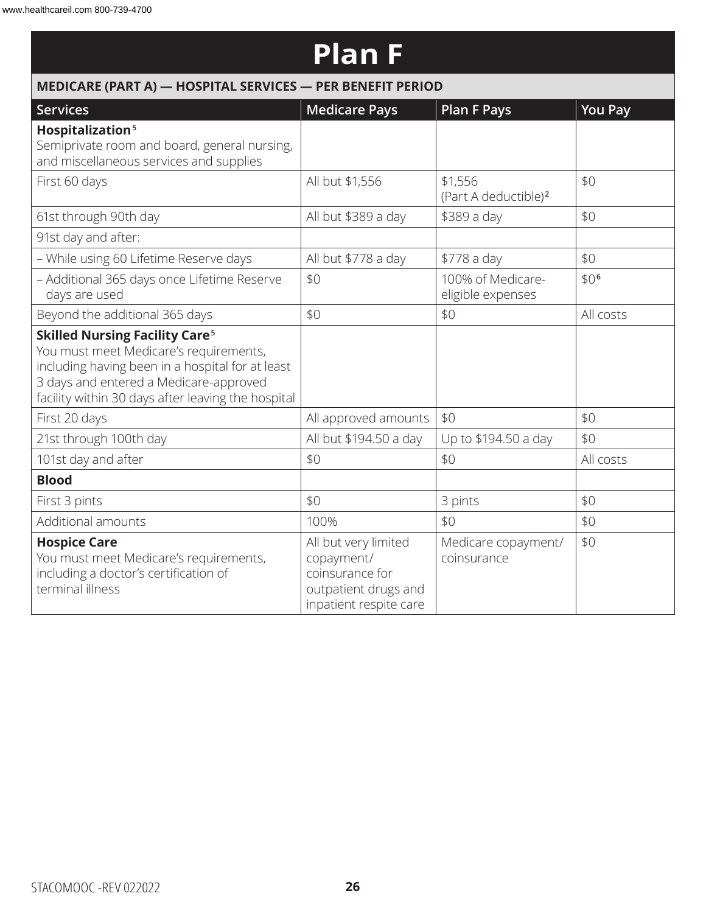# Plan F

| MEDICARE (PART A) — HOSPITAL SERVICES — PER BENEFIT PERIOD | | | |
|---|---|---|---|
| **Services** | **Medicare Pays** | **Plan F Pays** | **You Pay** |
| **Hospitalization**[5] Semiprivate room and board, general nursing, and miscellaneous services and supplies | | | |
| First 60 days | All but $1,556 | $1,556 (Part A deductible)[2] | $0 |
| 61st through 90th day | All but $389 a day | $389 a day | $0 |
| 91st day and after: | | | |
| – While using 60 Lifetime Reserve days | All but $778 a day | $778 a day | $0 |
| – Additional 365 days once Lifetime Reserve days are used | $0 | 100% of Medicare-eligible expenses | $0[6] |
| Beyond the additional 365 days | $0 | $0 | All costs |
| **Skilled Nursing Facility Care**[5] You must meet Medicare's requirements, including having been in a hospital for at least 3 days and entered a Medicare-approved facility within 30 days after leaving the hospital | | | |
| First 20 days | All approved amounts | $0 | $0 |
| 21st through 100th day | All but $194.50 a day | Up to $194.50 a day | $0 |
| 101st day and after | $0 | $0 | All costs |
| **Blood** | | | |
| First 3 pints | $0 | 3 pints | $0 |
| Additional amounts | 100% | $0 | $0 |
| **Hospice Care** You must meet Medicare's requirements, including a doctor's certification of terminal illness | All but very limited copayment/ coinsurance for outpatient drugs and inpatient respite care | Medicare copayment/ coinsurance | $0 |

STACOMOOC -REV 022022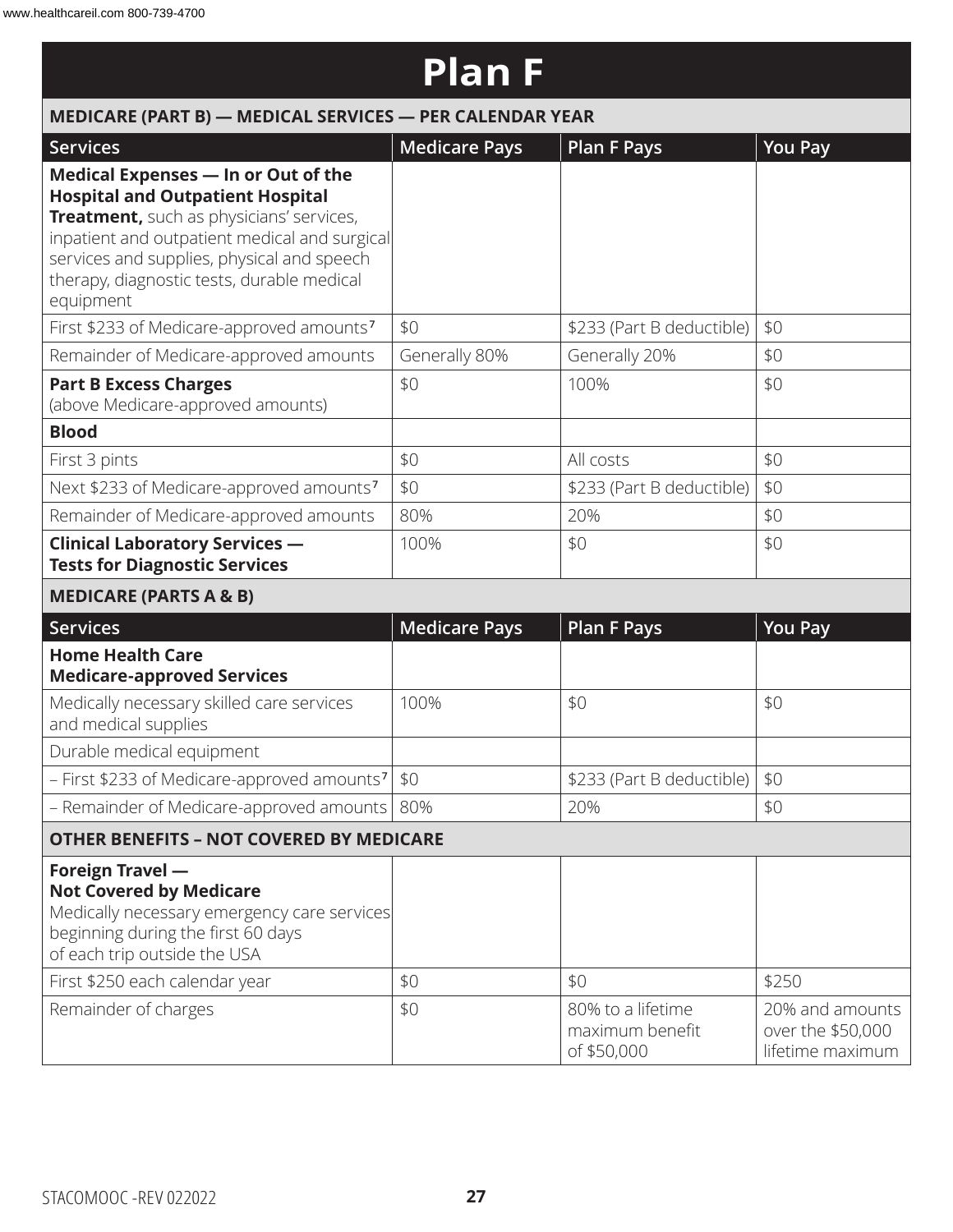# Plan F

| MEDICARE (PART B) — MEDICAL SERVICES — PER CALENDAR YEAR | | | |
|---|---|---|---|
| **Services** | **Medicare Pays** | **Plan F Pays** | **You Pay** |
| **Medical Expenses — In or Out of the Hospital and Outpatient Hospital Treatment,** such as physicians' services, inpatient and outpatient medical and surgical services and supplies, physical and speech therapy, diagnostic tests, durable medical equipment | | | |
| First $233 of Medicare-approved amounts[7] | $0 | $233 (Part B deductible) | $0 |
| Remainder of Medicare-approved amounts | Generally 80% | Generally 20% | $0 |
| **Part B Excess Charges** (above Medicare-approved amounts) | $0 | 100% | $0 |
| **Blood** | | | |
| First 3 pints | $0 | All costs | $0 |
| Next $233 of Medicare-approved amounts[7] | $0 | $233 (Part B deductible) | $0 |
| Remainder of Medicare-approved amounts | 80% | 20% | $0 |
| **Clinical Laboratory Services — Tests for Diagnostic Services** | 100% | $0 | $0 |

| MEDICARE (PARTS A & B) | | | |
|---|---|---|---|
| **Services** | **Medicare Pays** | **Plan F Pays** | **You Pay** |
| **Home Health Care Medicare-approved Services** | | | |
| Medically necessary skilled care services and medical supplies | 100% | $0 | $0 |
| Durable medical equipment | | | |
| – First $233 of Medicare-approved amounts[7] | $0 | $233 (Part B deductible) | $0 |
| – Remainder of Medicare-approved amounts | 80% | 20% | $0 |

| OTHER BENEFITS – NOT COVERED BY MEDICARE | | | |
|---|---|---|---|
| **Foreign Travel — Not Covered by Medicare** Medically necessary emergency care services beginning during the first 60 days of each trip outside the USA | | | |
| First $250 each calendar year | $0 | $0 | $250 |
| Remainder of charges | $0 | 80% to a lifetime maximum benefit of $50,000 | 20% and amounts over the $50,000 lifetime maximum |

STACOMOOC -REV 022022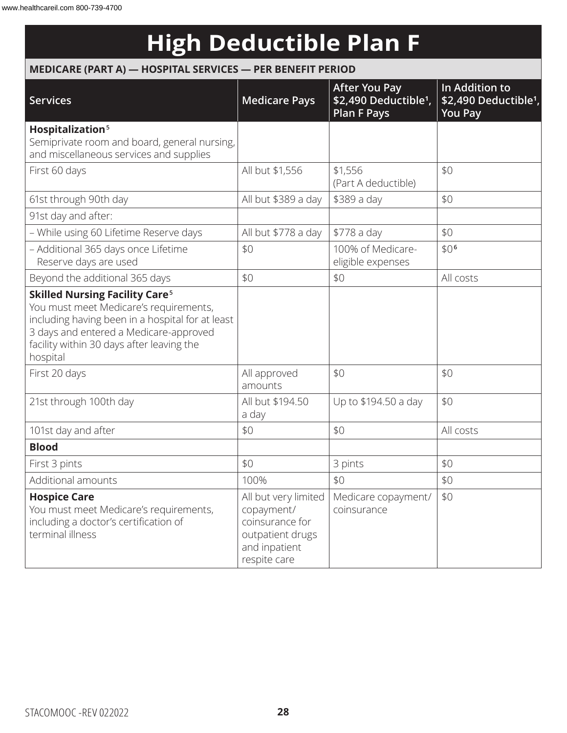# High Deductible Plan F

**MEDICARE (PART A) — HOSPITAL SERVICES — PER BENEFIT PERIOD**

| Services | Medicare Pays | After You Pay \$2,490 Deductible[1], Plan F Pays | In Addition to \$2,490 Deductible[1], You Pay |
|---|---|---|---|
| **Hospitalization**[5] Semiprivate room and board, general nursing, and miscellaneous services and supplies | | | |
| First 60 days | All but \$1,556 | \$1,556 (Part A deductible) | \$0 |
| 61st through 90th day | All but \$389 a day | \$389 a day | \$0 |
| 91st day and after: | | | |
| – While using 60 Lifetime Reserve days | All but \$778 a day | \$778 a day | \$0 |
| – Additional 365 days once Lifetime Reserve days are used | \$0 | 100% of Medicare-eligible expenses | \$0[6] |
| Beyond the additional 365 days | \$0 | \$0 | All costs |
| **Skilled Nursing Facility Care**[5] You must meet Medicare's requirements, including having been in a hospital for at least 3 days and entered a Medicare-approved facility within 30 days after leaving the hospital | | | |
| First 20 days | All approved amounts | \$0 | \$0 |
| 21st through 100th day | All but \$194.50 a day | Up to \$194.50 a day | \$0 |
| 101st day and after | \$0 | \$0 | All costs |
| **Blood** | | | |
| First 3 pints | \$0 | 3 pints | \$0 |
| Additional amounts | 100% | \$0 | \$0 |
| **Hospice Care** You must meet Medicare's requirements, including a doctor's certification of terminal illness | All but very limited copayment/ coinsurance for outpatient drugs and inpatient respite care | Medicare copayment/ coinsurance | \$0 |

STACOMOOC -REV 022022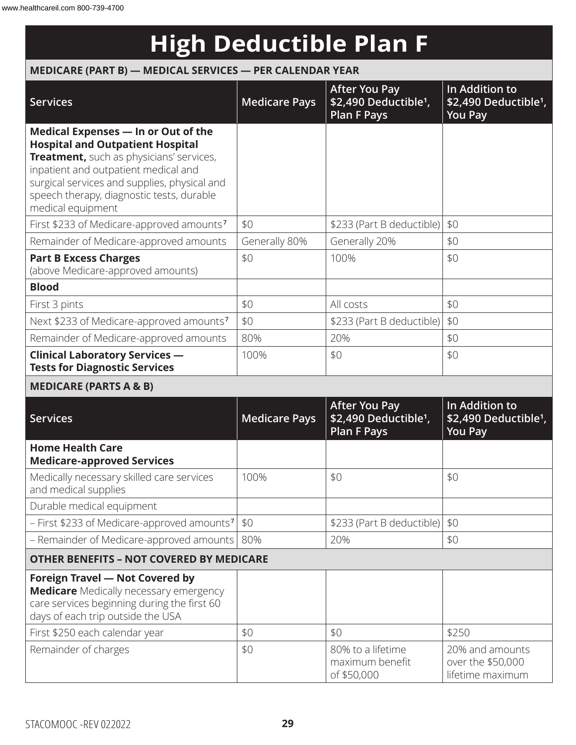# High Deductible Plan F

## MEDICARE (PART B) — MEDICAL SERVICES — PER CALENDAR YEAR

| Services | Medicare Pays | After You Pay $2,490 Deductible[1], Plan F Pays | In Addition to $2,490 Deductible[1], You Pay |
|---|---|---|---|
| **Medical Expenses — In or Out of the Hospital and Outpatient Hospital Treatment,** such as physicians' services, inpatient and outpatient medical and surgical services and supplies, physical and speech therapy, diagnostic tests, durable medical equipment | | | |
| First $233 of Medicare-approved amounts[7] | $0 | $233 (Part B deductible) | $0 |
| Remainder of Medicare-approved amounts | Generally 80% | Generally 20% | $0 |
| **Part B Excess Charges** (above Medicare-approved amounts) | $0 | 100% | $0 |
| **Blood** | | | |
| First 3 pints | $0 | All costs | $0 |
| Next $233 of Medicare-approved amounts[7] | $0 | $233 (Part B deductible) | $0 |
| Remainder of Medicare-approved amounts | 80% | 20% | $0 |
| **Clinical Laboratory Services — Tests for Diagnostic Services** | 100% | $0 | $0 |

## MEDICARE (PARTS A & B)

| Services | Medicare Pays | After You Pay $2,490 Deductible[1], Plan F Pays | In Addition to $2,490 Deductible[1], You Pay |
|---|---|---|---|
| **Home Health Care Medicare-approved Services** | | | |
| Medically necessary skilled care services and medical supplies | 100% | $0 | $0 |
| Durable medical equipment | | | |
| – First $233 of Medicare-approved amounts[7] | $0 | $233 (Part B deductible) | $0 |
| – Remainder of Medicare-approved amounts | 80% | 20% | $0 |

## OTHER BENEFITS – NOT COVERED BY MEDICARE

| Services | Medicare Pays | After You Pay $2,490 Deductible[1], Plan F Pays | In Addition to $2,490 Deductible[1], You Pay |
|---|---|---|---|
| **Foreign Travel — Not Covered by Medicare** Medically necessary emergency care services beginning during the first 60 days of each trip outside the USA | | | |
| First $250 each calendar year | $0 | $0 | $250 |
| Remainder of charges | $0 | 80% to a lifetime maximum benefit of $50,000 | 20% and amounts over the $50,000 lifetime maximum |

STACOMOOC -REV 022022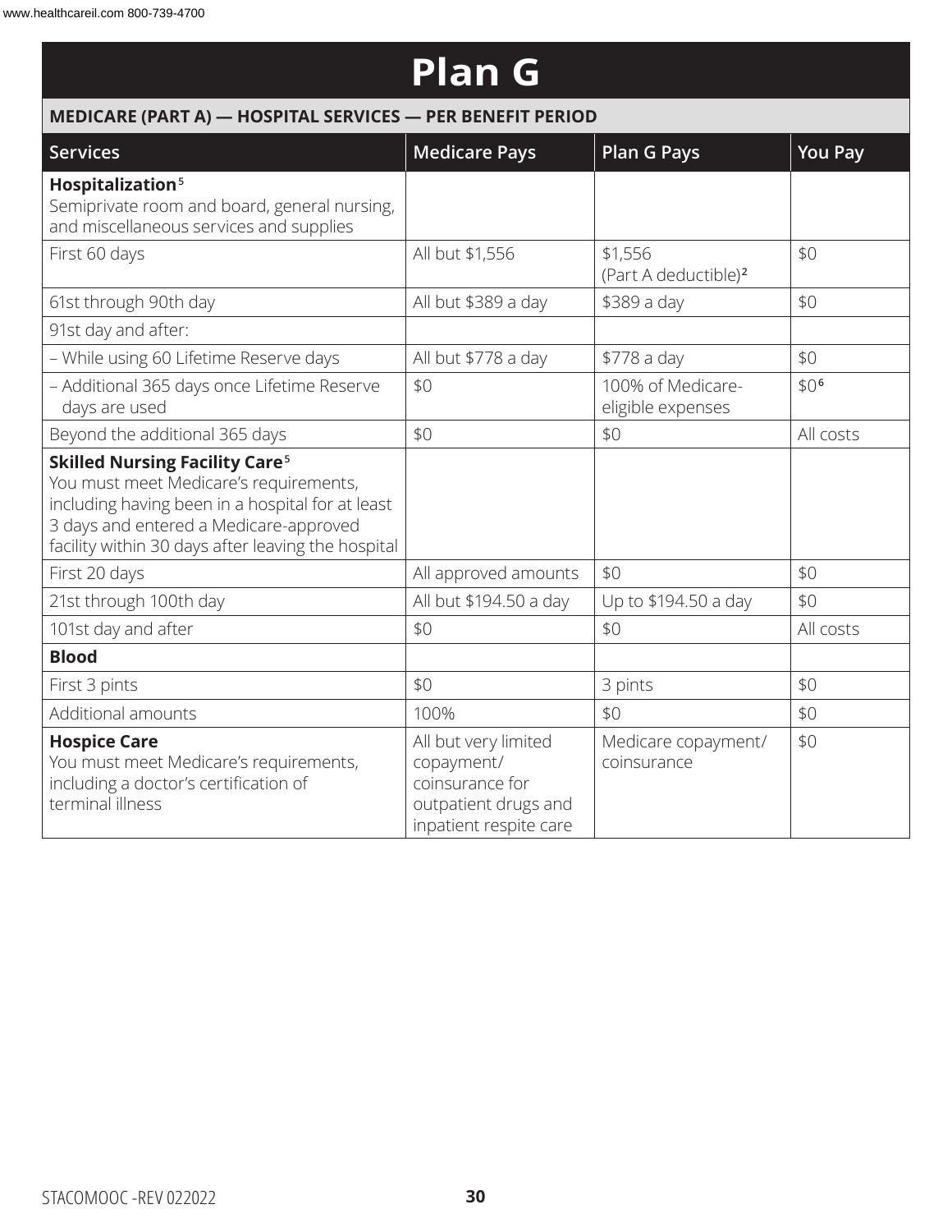# Plan G

| MEDICARE (PART A) — HOSPITAL SERVICES — PER BENEFIT PERIOD | | | |
|---|---|---|---|
| **Services** | **Medicare Pays** | **Plan G Pays** | **You Pay** |
| **Hospitalization**[5] Semiprivate room and board, general nursing, and miscellaneous services and supplies | | | |
| First 60 days | All but $1,556 | $1,556 (Part A deductible)[2] | $0 |
| 61st through 90th day | All but $389 a day | $389 a day | $0 |
| 91st day and after: | | | |
| – While using 60 Lifetime Reserve days | All but $778 a day | $778 a day | $0 |
| – Additional 365 days once Lifetime Reserve days are used | $0 | 100% of Medicare-eligible expenses | $0[6] |
| Beyond the additional 365 days | $0 | $0 | All costs |
| **Skilled Nursing Facility Care**[5] You must meet Medicare's requirements, including having been in a hospital for at least 3 days and entered a Medicare-approved facility within 30 days after leaving the hospital | | | |
| First 20 days | All approved amounts | $0 | $0 |
| 21st through 100th day | All but $194.50 a day | Up to $194.50 a day | $0 |
| 101st day and after | $0 | $0 | All costs |
| **Blood** | | | |
| First 3 pints | $0 | 3 pints | $0 |
| Additional amounts | 100% | $0 | $0 |
| **Hospice Care** You must meet Medicare's requirements, including a doctor's certification of terminal illness | All but very limited copayment/ coinsurance for outpatient drugs and inpatient respite care | Medicare copayment/ coinsurance | $0 |

STACOMOOC -REV 022022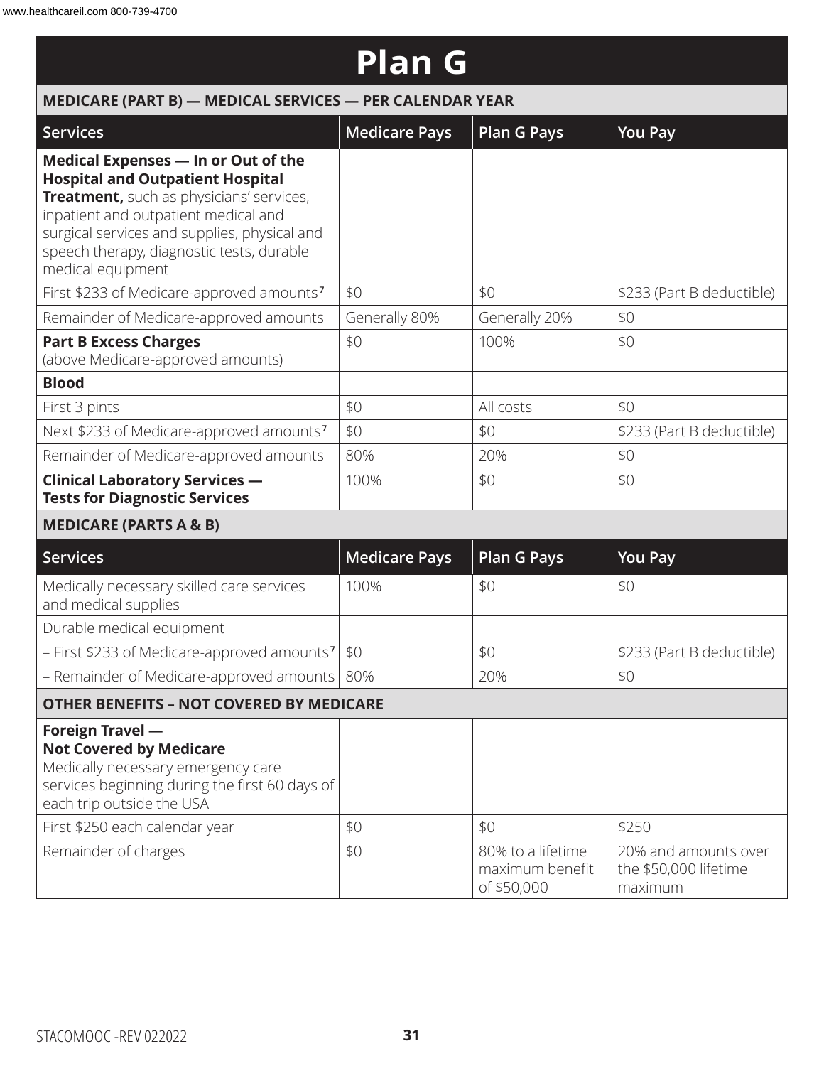# Plan G

| MEDICARE (PART B) — MEDICAL SERVICES — PER CALENDAR YEAR | | | |
|---|---|---|---|
| **Services** | **Medicare Pays** | **Plan G Pays** | **You Pay** |
| **Medical Expenses — In or Out of the Hospital and Outpatient Hospital Treatment,** such as physicians' services, inpatient and outpatient medical and surgical services and supplies, physical and speech therapy, diagnostic tests, durable medical equipment | | | |
| First $233 of Medicare-approved amounts[7] | $0 | $0 | $233 (Part B deductible) |
| Remainder of Medicare-approved amounts | Generally 80% | Generally 20% | $0 |
| **Part B Excess Charges** (above Medicare-approved amounts) | $0 | 100% | $0 |
| **Blood** | | | |
| First 3 pints | $0 | All costs | $0 |
| Next $233 of Medicare-approved amounts[7] | $0 | $0 | $233 (Part B deductible) |
| Remainder of Medicare-approved amounts | 80% | 20% | $0 |
| **Clinical Laboratory Services — Tests for Diagnostic Services** | 100% | $0 | $0 |

| MEDICARE (PARTS A & B) | | | |
|---|---|---|---|
| **Services** | **Medicare Pays** | **Plan G Pays** | **You Pay** |
| Medically necessary skilled care services and medical supplies | 100% | $0 | $0 |
| Durable medical equipment | | | |
| – First $233 of Medicare-approved amounts[7] | $0 | $0 | $233 (Part B deductible) |
| – Remainder of Medicare-approved amounts | 80% | 20% | $0 |

| OTHER BENEFITS – NOT COVERED BY MEDICARE | | | |
|---|---|---|---|
| **Foreign Travel — Not Covered by Medicare** Medically necessary emergency care services beginning during the first 60 days of each trip outside the USA | | | |
| First $250 each calendar year | $0 | $0 | $250 |
| Remainder of charges | $0 | 80% to a lifetime maximum benefit of $50,000 | 20% and amounts over the $50,000 lifetime maximum |

STACOMOOC -REV 022022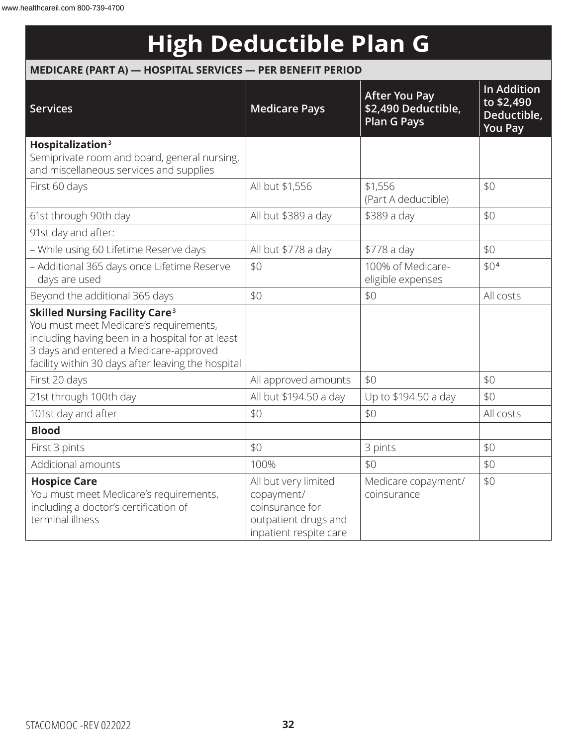# High Deductible Plan G

**MEDICARE (PART A) — HOSPITAL SERVICES — PER BENEFIT PERIOD**

| Services | Medicare Pays | After You Pay $2,490 Deductible, Plan G Pays | In Addition to $2,490 Deductible, You Pay |
|---|---|---|---|
| **Hospitalization**[3] Semiprivate room and board, general nursing, and miscellaneous services and supplies | | | |
| First 60 days | All but $1,556 | $1,556 (Part A deductible) | $0 |
| 61st through 90th day | All but $389 a day | $389 a day | $0 |
| 91st day and after: | | | |
| – While using 60 Lifetime Reserve days | All but $778 a day | $778 a day | $0 |
| – Additional 365 days once Lifetime Reserve days are used | $0 | 100% of Medicare-eligible expenses | $0[4] |
| Beyond the additional 365 days | $0 | $0 | All costs |
| **Skilled Nursing Facility Care**[3] You must meet Medicare's requirements, including having been in a hospital for at least 3 days and entered a Medicare-approved facility within 30 days after leaving the hospital | | | |
| First 20 days | All approved amounts | $0 | $0 |
| 21st through 100th day | All but $194.50 a day | Up to $194.50 a day | $0 |
| 101st day and after | $0 | $0 | All costs |
| **Blood** | | | |
| First 3 pints | $0 | 3 pints | $0 |
| Additional amounts | 100% | $0 | $0 |
| **Hospice Care** You must meet Medicare's requirements, including a doctor's certification of terminal illness | All but very limited copayment/ coinsurance for outpatient drugs and inpatient respite care | Medicare copayment/ coinsurance | $0 |

STACOMOOC -REV 022022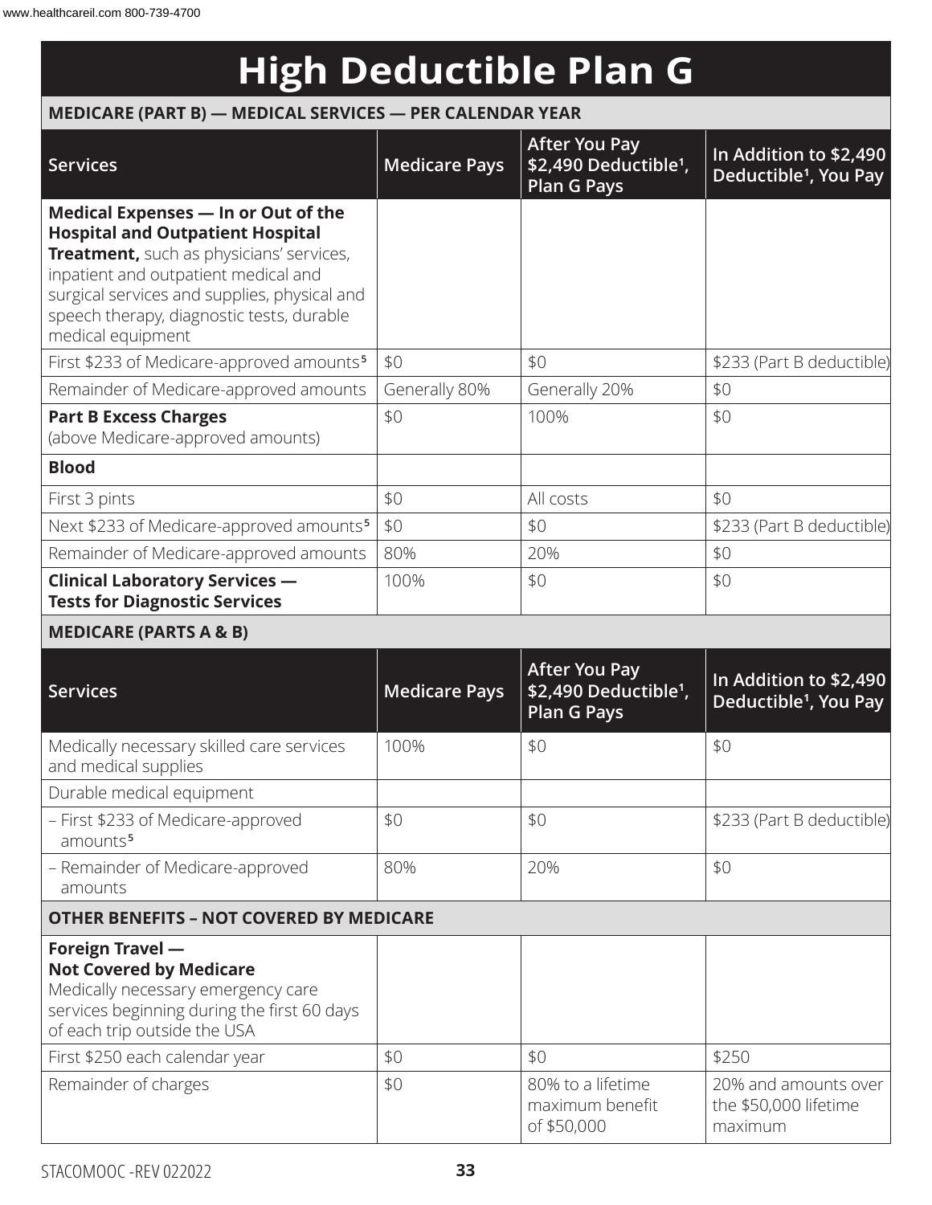# High Deductible Plan G

## MEDICARE (PART B) — MEDICAL SERVICES — PER CALENDAR YEAR

| Services | Medicare Pays | After You Pay $2,490 Deductible[1], Plan G Pays | In Addition to $2,490 Deductible[1], You Pay |
|---|---|---|---|
| **Medical Expenses — In or Out of the Hospital and Outpatient Hospital Treatment,** such as physicians' services, inpatient and outpatient medical and surgical services and supplies, physical and speech therapy, diagnostic tests, durable medical equipment | | | |
| First $233 of Medicare-approved amounts[5] | $0 | $0 | $233 (Part B deductible) |
| Remainder of Medicare-approved amounts | Generally 80% | Generally 20% | $0 |
| **Part B Excess Charges** (above Medicare-approved amounts) | $0 | 100% | $0 |
| **Blood** | | | |
| First 3 pints | $0 | All costs | $0 |
| Next $233 of Medicare-approved amounts[5] | $0 | $0 | $233 (Part B deductible) |
| Remainder of Medicare-approved amounts | 80% | 20% | $0 |
| **Clinical Laboratory Services — Tests for Diagnostic Services** | 100% | $0 | $0 |

## MEDICARE (PARTS A & B)

| Services | Medicare Pays | After You Pay $2,490 Deductible[1], Plan G Pays | In Addition to $2,490 Deductible[1], You Pay |
|---|---|---|---|
| Medically necessary skilled care services and medical supplies | 100% | $0 | $0 |
| Durable medical equipment | | | |
| – First $233 of Medicare-approved amounts[5] | $0 | $0 | $233 (Part B deductible) |
| – Remainder of Medicare-approved amounts | 80% | 20% | $0 |

## OTHER BENEFITS – NOT COVERED BY MEDICARE

| Services | Medicare Pays | After You Pay $2,490 Deductible[1], Plan G Pays | In Addition to $2,490 Deductible[1], You Pay |
|---|---|---|---|
| **Foreign Travel — Not Covered by Medicare** Medically necessary emergency care services beginning during the first 60 days of each trip outside the USA | | | |
| First $250 each calendar year | $0 | $0 | $250 |
| Remainder of charges | $0 | 80% to a lifetime maximum benefit of $50,000 | 20% and amounts over the $50,000 lifetime maximum |

STACOMOOC -REV 022022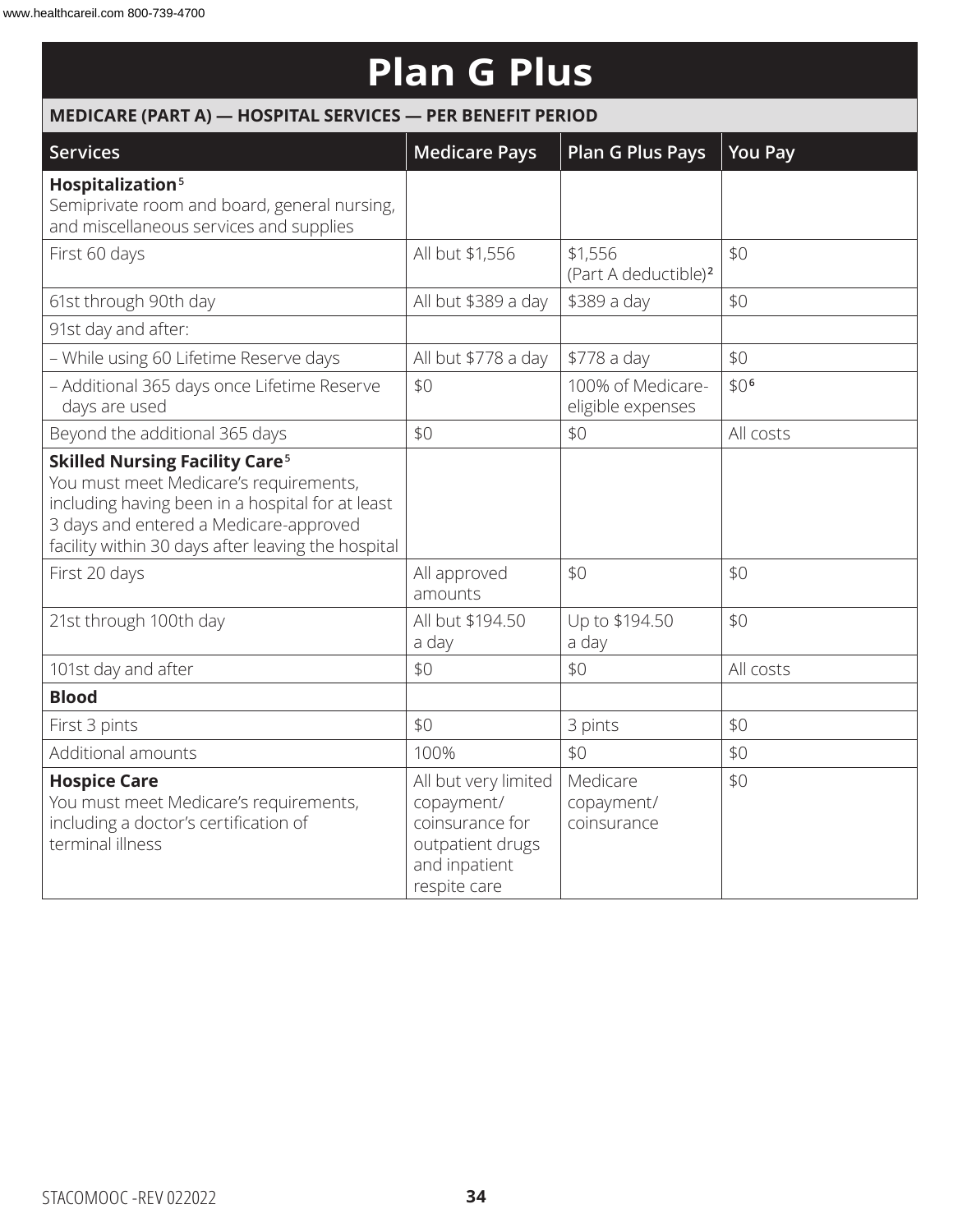# Plan G Plus

## MEDICARE (PART A) — HOSPITAL SERVICES — PER BENEFIT PERIOD

| Services | Medicare Pays | Plan G Plus Pays | You Pay |
|---|---|---|---|
| **Hospitalization**[5] Semiprivate room and board, general nursing, and miscellaneous services and supplies | | | |
| First 60 days | All but $1,556 | $1,556 (Part A deductible)[2] | $0 |
| 61st through 90th day | All but $389 a day | $389 a day | $0 |
| 91st day and after: | | | |
| – While using 60 Lifetime Reserve days | All but $778 a day | $778 a day | $0 |
| – Additional 365 days once Lifetime Reserve days are used | $0 | 100% of Medicare-eligible expenses | $0[6] |
| Beyond the additional 365 days | $0 | $0 | All costs |
| **Skilled Nursing Facility Care**[5] You must meet Medicare's requirements, including having been in a hospital for at least 3 days and entered a Medicare-approved facility within 30 days after leaving the hospital | | | |
| First 20 days | All approved amounts | $0 | $0 |
| 21st through 100th day | All but $194.50 a day | Up to $194.50 a day | $0 |
| 101st day and after | $0 | $0 | All costs |
| **Blood** | | | |
| First 3 pints | $0 | 3 pints | $0 |
| Additional amounts | 100% | $0 | $0 |
| **Hospice Care** You must meet Medicare's requirements, including a doctor's certification of terminal illness | All but very limited copayment/ coinsurance for outpatient drugs and inpatient respite care | Medicare copayment/ coinsurance | $0 |

STACOMOOC -REV 022022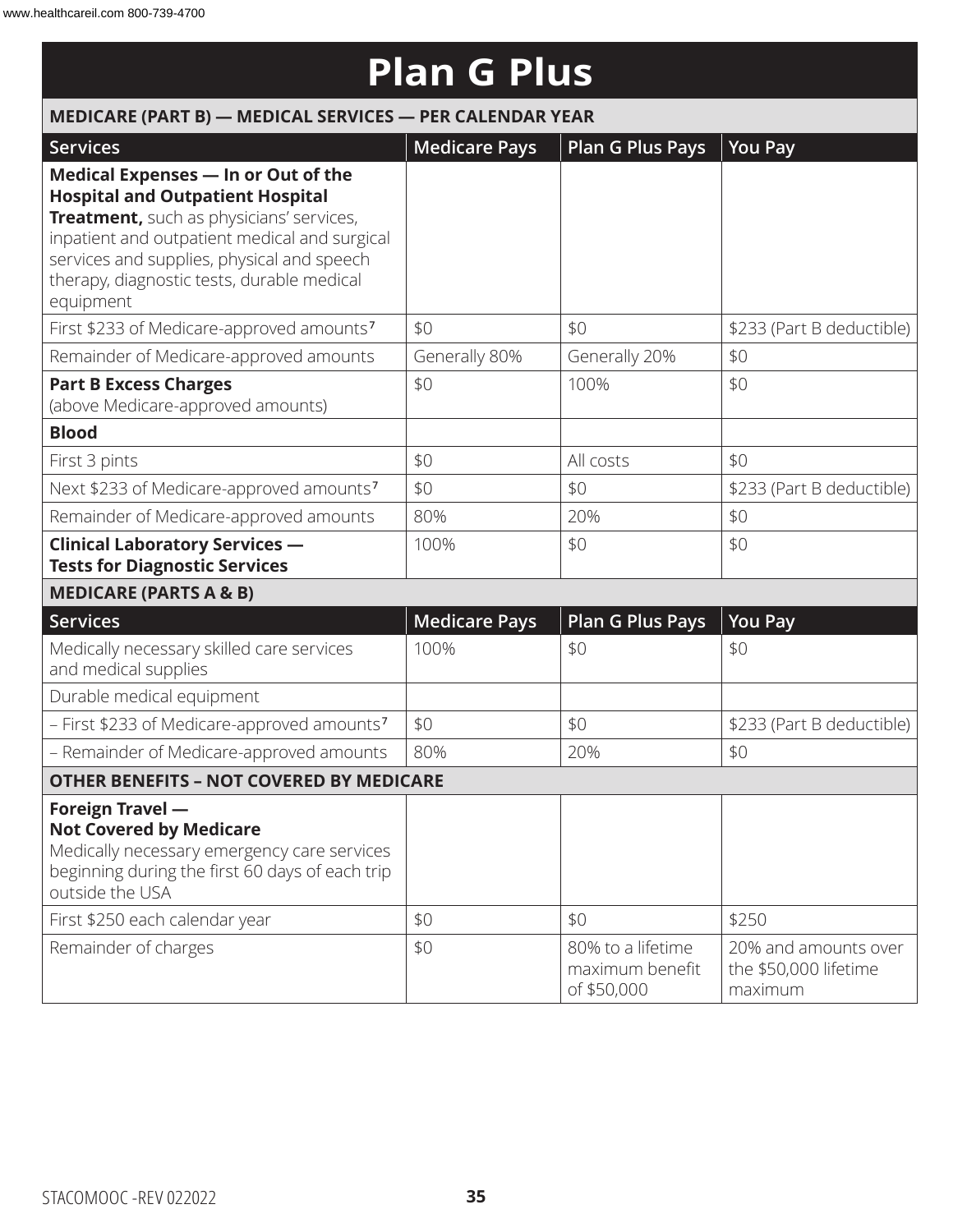# Plan G Plus

| MEDICARE (PART B) — MEDICAL SERVICES — PER CALENDAR YEAR | | | |
|---|---|---|---|
| **Services** | **Medicare Pays** | **Plan G Plus Pays** | **You Pay** |
| **Medical Expenses — In or Out of the Hospital and Outpatient Hospital Treatment,** such as physicians' services, inpatient and outpatient medical and surgical services and supplies, physical and speech therapy, diagnostic tests, durable medical equipment | | | |
| First $233 of Medicare-approved amounts[7] | $0 | $0 | $233 (Part B deductible) |
| Remainder of Medicare-approved amounts | Generally 80% | Generally 20% | $0 |
| **Part B Excess Charges** (above Medicare-approved amounts) | $0 | 100% | $0 |
| **Blood** | | | |
| First 3 pints | $0 | All costs | $0 |
| Next $233 of Medicare-approved amounts[7] | $0 | $0 | $233 (Part B deductible) |
| Remainder of Medicare-approved amounts | 80% | 20% | $0 |
| **Clinical Laboratory Services — Tests for Diagnostic Services** | 100% | $0 | $0 |
| **MEDICARE (PARTS A & B)** | | | |
| **Services** | **Medicare Pays** | **Plan G Plus Pays** | **You Pay** |
| Medically necessary skilled care services and medical supplies | 100% | $0 | $0 |
| Durable medical equipment | | | |
| – First $233 of Medicare-approved amounts[7] | $0 | $0 | $233 (Part B deductible) |
| – Remainder of Medicare-approved amounts | 80% | 20% | $0 |
| **OTHER BENEFITS – NOT COVERED BY MEDICARE** | | | |
| **Foreign Travel — Not Covered by Medicare** Medically necessary emergency care services beginning during the first 60 days of each trip outside the USA | | | |
| First $250 each calendar year | $0 | $0 | $250 |
| Remainder of charges | $0 | 80% to a lifetime maximum benefit of $50,000 | 20% and amounts over the $50,000 lifetime maximum |

STACOMOOC -REV 022022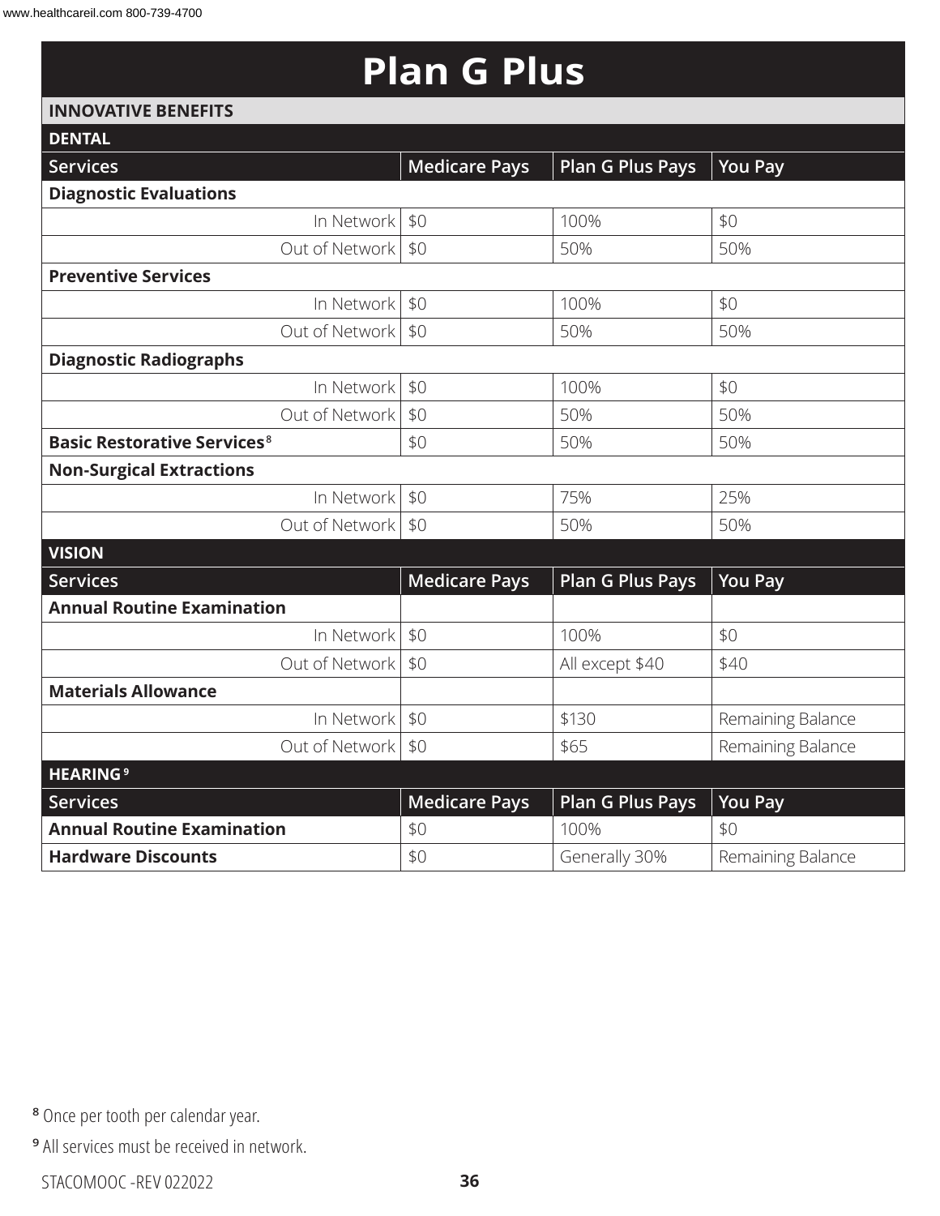# Plan G Plus

## INNOVATIVE BENEFITS

### DENTAL

| Services | Medicare Pays | Plan G Plus Pays | You Pay |
|---|---|---|---|
| **Diagnostic Evaluations** | | | |
| In Network | $0 | 100% | $0 |
| Out of Network | $0 | 50% | 50% |
| **Preventive Services** | | | |
| In Network | $0 | 100% | $0 |
| Out of Network | $0 | 50% | 50% |
| **Diagnostic Radiographs** | | | |
| In Network | $0 | 100% | $0 |
| Out of Network | $0 | 50% | 50% |
| **Basic Restorative Services**[8] | $0 | 50% | 50% |
| **Non-Surgical Extractions** | | | |
| In Network | $0 | 75% | 25% |
| Out of Network | $0 | 50% | 50% |

### VISION

| Services | Medicare Pays | Plan G Plus Pays | You Pay |
|---|---|---|---|
| **Annual Routine Examination** | | | |
| In Network | $0 | 100% | $0 |
| Out of Network | $0 | All except $40 | $40 |
| **Materials Allowance** | | | |
| In Network | $0 | $130 | Remaining Balance |
| Out of Network | $0 | $65 | Remaining Balance |

### HEARING[9]

| Services | Medicare Pays | Plan G Plus Pays | You Pay |
|---|---|---|---|
| **Annual Routine Examination** | $0 | 100% | $0 |
| **Hardware Discounts** | $0 | Generally 30% | Remaining Balance |

[8] Once per tooth per calendar year.

[9] All services must be received in network.

STACOMOOC -REV 022022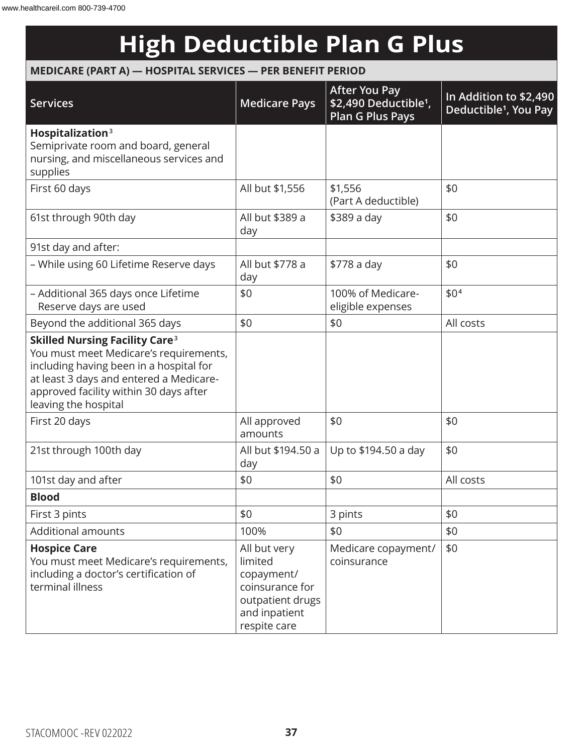# High Deductible Plan G Plus

**MEDICARE (PART A) — HOSPITAL SERVICES — PER BENEFIT PERIOD**

| Services | Medicare Pays | After You Pay $2,490 Deductible[1], Plan G Plus Pays | In Addition to $2,490 Deductible[1], You Pay |
|---|---|---|---|
| **Hospitalization**[3] Semiprivate room and board, general nursing, and miscellaneous services and supplies | | | |
| First 60 days | All but $1,556 | $1,556 (Part A deductible) | $0 |
| 61st through 90th day | All but $389 a day | $389 a day | $0 |
| 91st day and after: | | | |
| – While using 60 Lifetime Reserve days | All but $778 a day | $778 a day | $0 |
| – Additional 365 days once Lifetime Reserve days are used | $0 | 100% of Medicare-eligible expenses | $0[4] |
| Beyond the additional 365 days | $0 | $0 | All costs |
| **Skilled Nursing Facility Care**[3] You must meet Medicare's requirements, including having been in a hospital for at least 3 days and entered a Medicare-approved facility within 30 days after leaving the hospital | | | |
| First 20 days | All approved amounts | $0 | $0 |
| 21st through 100th day | All but $194.50 a day | Up to $194.50 a day | $0 |
| 101st day and after | $0 | $0 | All costs |
| **Blood** | | | |
| First 3 pints | $0 | 3 pints | $0 |
| Additional amounts | 100% | $0 | $0 |
| **Hospice Care** You must meet Medicare's requirements, including a doctor's certification of terminal illness | All but very limited copayment/ coinsurance for outpatient drugs and inpatient respite care | Medicare copayment/ coinsurance | $0 |

STACOMOOC -REV 022022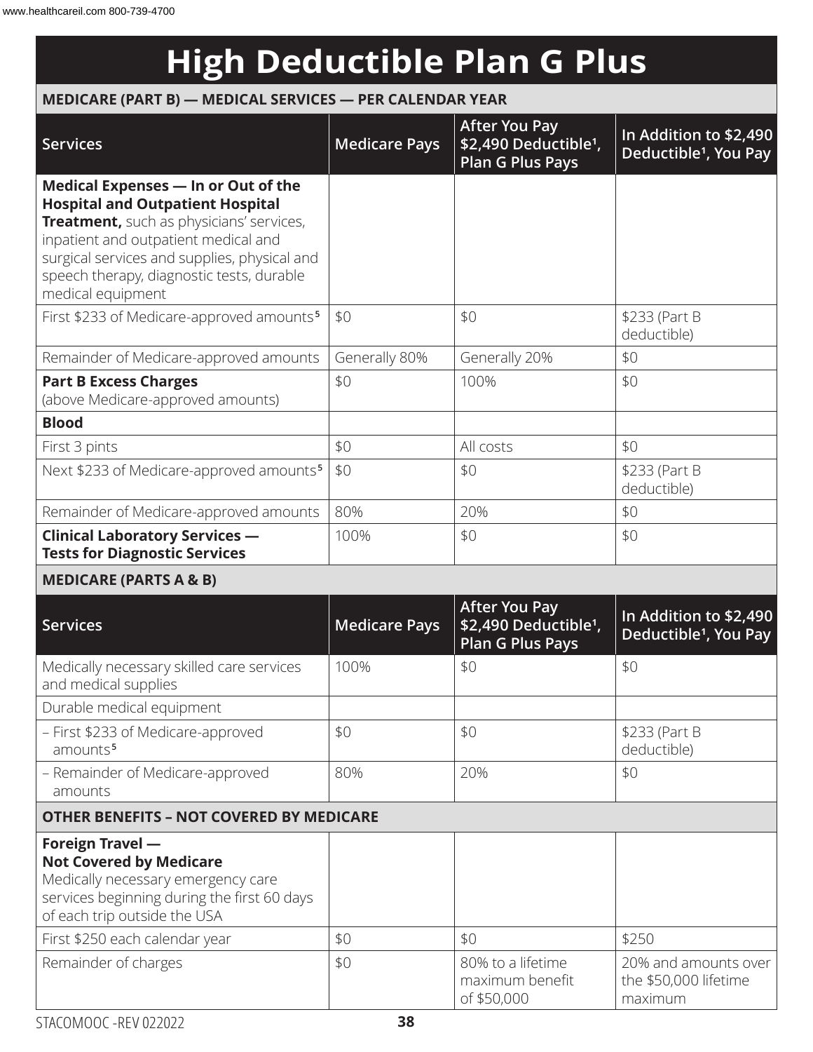# High Deductible Plan G Plus

**MEDICARE (PART B) — MEDICAL SERVICES — PER CALENDAR YEAR**

| Services | Medicare Pays | After You Pay $2,490 Deductible[1], Plan G Plus Pays | In Addition to $2,490 Deductible[1], You Pay |
|---|---|---|---|
| **Medical Expenses — In or Out of the Hospital and Outpatient Hospital Treatment,** such as physicians' services, inpatient and outpatient medical and surgical services and supplies, physical and speech therapy, diagnostic tests, durable medical equipment | | | |
| First $233 of Medicare-approved amounts[5] | $0 | $0 | $233 (Part B deductible) |
| Remainder of Medicare-approved amounts | Generally 80% | Generally 20% | $0 |
| **Part B Excess Charges** (above Medicare-approved amounts) | $0 | 100% | $0 |
| **Blood** | | | |
| First 3 pints | $0 | All costs | $0 |
| Next $233 of Medicare-approved amounts[5] | $0 | $0 | $233 (Part B deductible) |
| Remainder of Medicare-approved amounts | 80% | 20% | $0 |
| **Clinical Laboratory Services — Tests for Diagnostic Services** | 100% | $0 | $0 |

**MEDICARE (PARTS A & B)**

| Services | Medicare Pays | After You Pay $2,490 Deductible[1], Plan G Plus Pays | In Addition to $2,490 Deductible[1], You Pay |
|---|---|---|---|
| Medically necessary skilled care services and medical supplies | 100% | $0 | $0 |
| Durable medical equipment | | | |
| – First $233 of Medicare-approved amounts[5] | $0 | $0 | $233 (Part B deductible) |
| – Remainder of Medicare-approved amounts | 80% | 20% | $0 |

**OTHER BENEFITS – NOT COVERED BY MEDICARE**

| Services | Medicare Pays | After You Pay $2,490 Deductible[1], Plan G Plus Pays | In Addition to $2,490 Deductible[1], You Pay |
|---|---|---|---|
| **Foreign Travel — Not Covered by Medicare** Medically necessary emergency care services beginning during the first 60 days of each trip outside the USA | | | |
| First $250 each calendar year | $0 | $0 | $250 |
| Remainder of charges | $0 | 80% to a lifetime maximum benefit of $50,000 | 20% and amounts over the $50,000 lifetime maximum |

STACOMOOC -REV 022022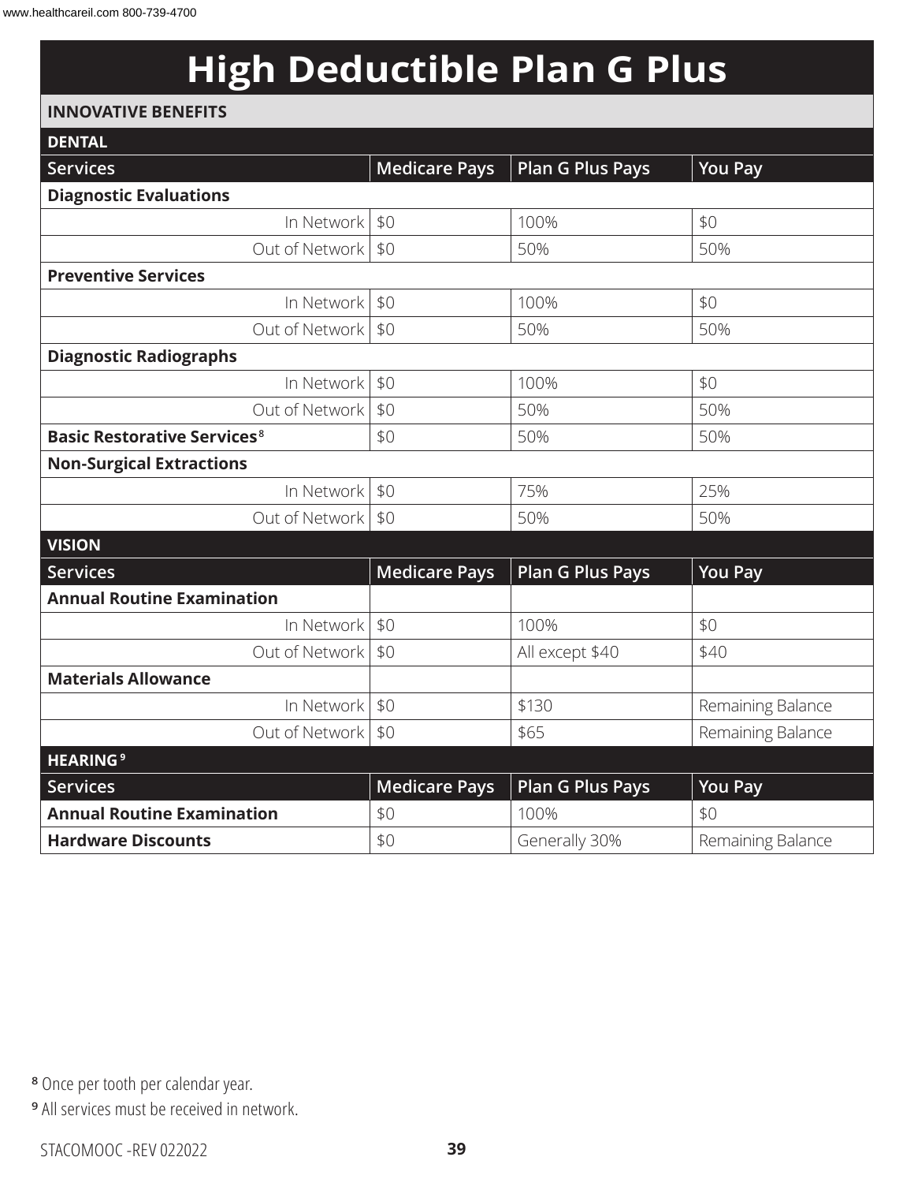# High Deductible Plan G Plus

## INNOVATIVE BENEFITS

### DENTAL

| Services | Medicare Pays | Plan G Plus Pays | You Pay |
|---|---|---|---|
| **Diagnostic Evaluations** | | | |
| In Network | $0 | 100% | $0 |
| Out of Network | $0 | 50% | 50% |
| **Preventive Services** | | | |
| In Network | $0 | 100% | $0 |
| Out of Network | $0 | 50% | 50% |
| **Diagnostic Radiographs** | | | |
| In Network | $0 | 100% | $0 |
| Out of Network | $0 | 50% | 50% |
| **Basic Restorative Services**[8] | $0 | 50% | 50% |
| **Non-Surgical Extractions** | | | |
| In Network | $0 | 75% | 25% |
| Out of Network | $0 | 50% | 50% |

### VISION

| Services | Medicare Pays | Plan G Plus Pays | You Pay |
|---|---|---|---|
| **Annual Routine Examination** | | | |
| In Network | $0 | 100% | $0 |
| Out of Network | $0 | All except $40 | $40 |
| **Materials Allowance** | | | |
| In Network | $0 | $130 | Remaining Balance |
| Out of Network | $0 | $65 | Remaining Balance |

### HEARING[9]

| Services | Medicare Pays | Plan G Plus Pays | You Pay |
|---|---|---|---|
| **Annual Routine Examination** | $0 | 100% | $0 |
| **Hardware Discounts** | $0 | Generally 30% | Remaining Balance |

[8] Once per tooth per calendar year.

[9] All services must be received in network.

STACOMOOC -REV 022022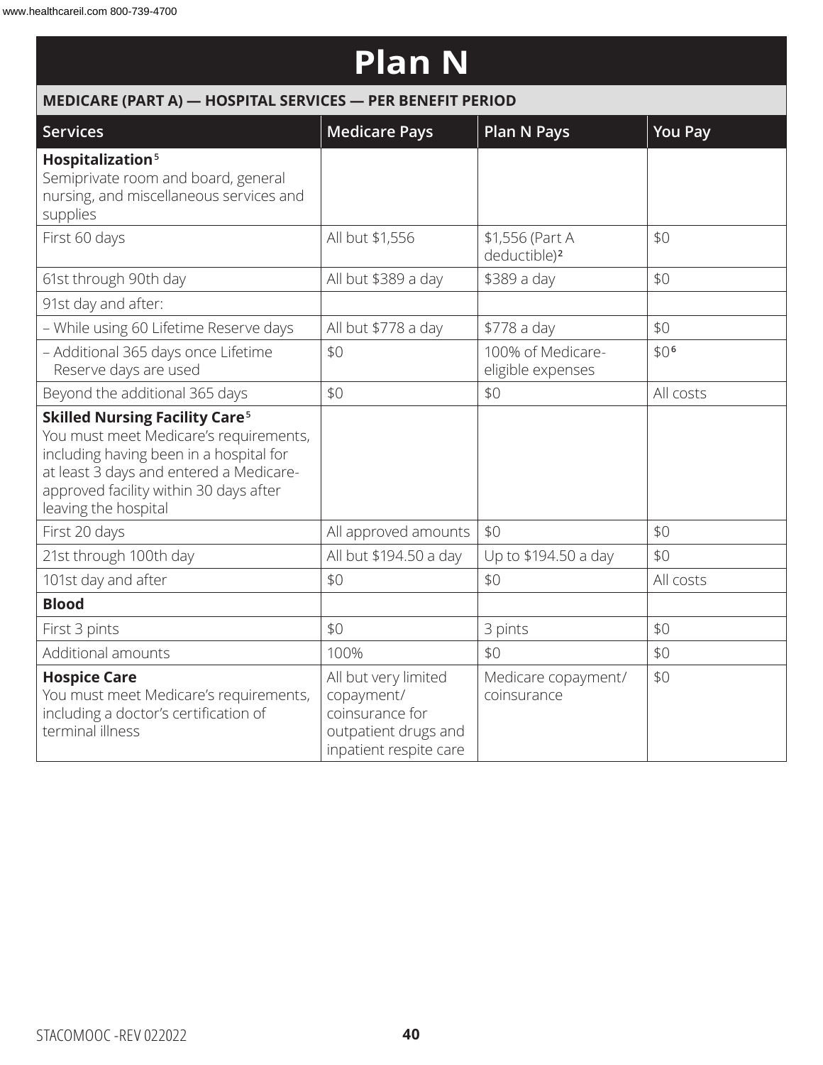# Plan N

| MEDICARE (PART A) — HOSPITAL SERVICES — PER BENEFIT PERIOD | | | |
|---|---|---|---|
| **Services** | **Medicare Pays** | **Plan N Pays** | **You Pay** |
| **Hospitalization**[5] Semiprivate room and board, general nursing, and miscellaneous services and supplies | | | |
| First 60 days | All but $1,556 | $1,556 (Part A deductible)[2] | $0 |
| 61st through 90th day | All but $389 a day | $389 a day | $0 |
| 91st day and after: | | | |
| – While using 60 Lifetime Reserve days | All but $778 a day | $778 a day | $0 |
| – Additional 365 days once Lifetime Reserve days are used | $0 | 100% of Medicare-eligible expenses | $0[6] |
| Beyond the additional 365 days | $0 | $0 | All costs |
| **Skilled Nursing Facility Care**[5] You must meet Medicare's requirements, including having been in a hospital for at least 3 days and entered a Medicare-approved facility within 30 days after leaving the hospital | | | |
| First 20 days | All approved amounts | $0 | $0 |
| 21st through 100th day | All but $194.50 a day | Up to $194.50 a day | $0 |
| 101st day and after | $0 | $0 | All costs |
| **Blood** | | | |
| First 3 pints | $0 | 3 pints | $0 |
| Additional amounts | 100% | $0 | $0 |
| **Hospice Care** You must meet Medicare's requirements, including a doctor's certification of terminal illness | All but very limited copayment/ coinsurance for outpatient drugs and inpatient respite care | Medicare copayment/ coinsurance | $0 |

STACOMOOC -REV 022022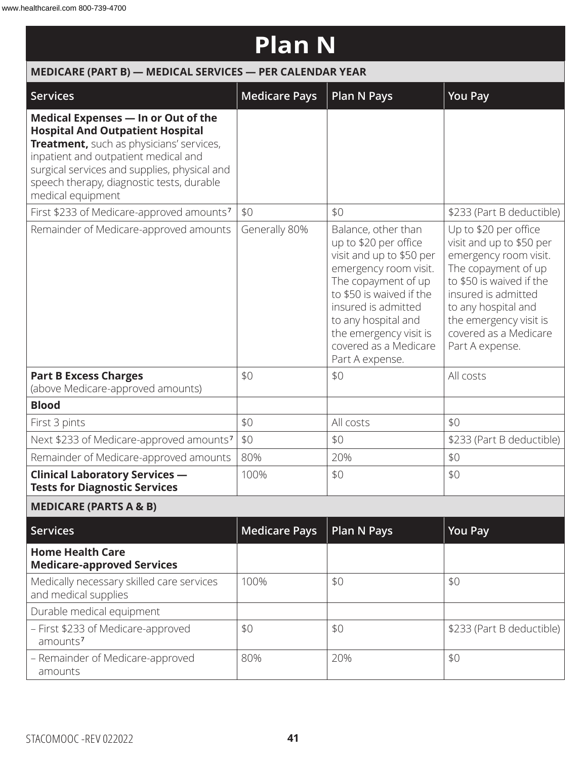# Plan N

## MEDICARE (PART B) — MEDICAL SERVICES — PER CALENDAR YEAR

| Services | Medicare Pays | Plan N Pays | You Pay |
|---|---|---|---|
| **Medical Expenses — In or Out of the Hospital And Outpatient Hospital Treatment,** such as physicians' services, inpatient and outpatient medical and surgical services and supplies, physical and speech therapy, diagnostic tests, durable medical equipment | | | |
| First $233 of Medicare-approved amounts[7] | $0 | $0 | $233 (Part B deductible) |
| Remainder of Medicare-approved amounts | Generally 80% | Balance, other than up to $20 per office visit and up to $50 per emergency room visit. The copayment of up to $50 is waived if the insured is admitted to any hospital and the emergency visit is covered as a Medicare Part A expense. | Up to $20 per office visit and up to $50 per emergency room visit. The copayment of up to $50 is waived if the insured is admitted to any hospital and the emergency visit is covered as a Medicare Part A expense. |
| **Part B Excess Charges** (above Medicare-approved amounts) | $0 | $0 | All costs |
| **Blood** | | | |
| First 3 pints | $0 | All costs | $0 |
| Next $233 of Medicare-approved amounts[7] | $0 | $0 | $233 (Part B deductible) |
| Remainder of Medicare-approved amounts | 80% | 20% | $0 |
| **Clinical Laboratory Services — Tests for Diagnostic Services** | 100% | $0 | $0 |

## MEDICARE (PARTS A & B)

| Services | Medicare Pays | Plan N Pays | You Pay |
|---|---|---|---|
| **Home Health Care Medicare-approved Services** | | | |
| Medically necessary skilled care services and medical supplies | 100% | $0 | $0 |
| Durable medical equipment | | | |
| – First $233 of Medicare-approved amounts[7] | $0 | $0 | $233 (Part B deductible) |
| – Remainder of Medicare-approved amounts | 80% | 20% | $0 |

STACOMOOC -REV 022022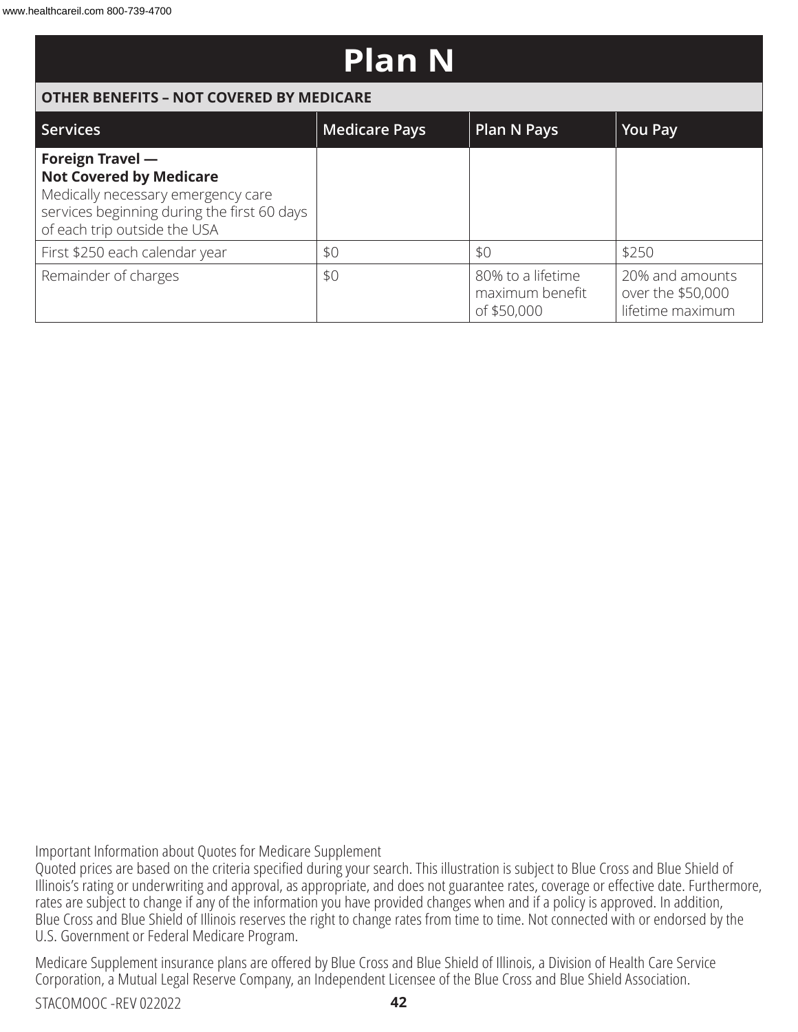# Plan N

**OTHER BENEFITS – NOT COVERED BY MEDICARE**

| Services | Medicare Pays | Plan N Pays | You Pay |
|---|---|---|---|
| **Foreign Travel — Not Covered by Medicare** Medically necessary emergency care services beginning during the first 60 days of each trip outside the USA | | | |
| First $250 each calendar year | $0 | $0 | $250 |
| Remainder of charges | $0 | 80% to a lifetime maximum benefit of $50,000 | 20% and amounts over the $50,000 lifetime maximum |

Important Information about Quotes for Medicare Supplement
Quoted prices are based on the criteria specified during your search. This illustration is subject to Blue Cross and Blue Shield of Illinois's rating or underwriting and approval, as appropriate, and does not guarantee rates, coverage or effective date. Furthermore, rates are subject to change if any of the information you have provided changes when and if a policy is approved. In addition, Blue Cross and Blue Shield of Illinois reserves the right to change rates from time to time. Not connected with or endorsed by the U.S. Government or Federal Medicare Program.

Medicare Supplement insurance plans are offered by Blue Cross and Blue Shield of Illinois, a Division of Health Care Service Corporation, a Mutual Legal Reserve Company, an Independent Licensee of the Blue Cross and Blue Shield Association.

STACOMOOC -REV 022022